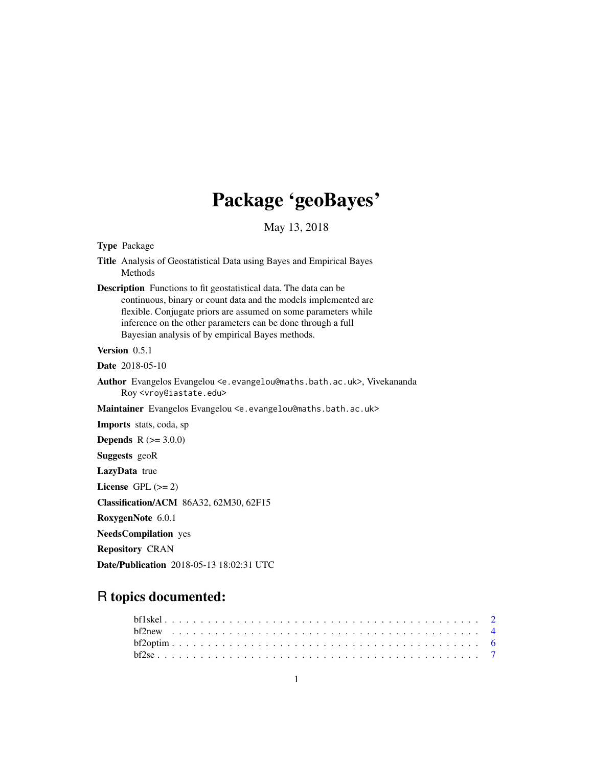# Package 'geoBayes'

May 13, 2018

**Type** Package

**Title** Analysis of Geostatistical Data using Bayes and Empirical Bayes Methods

**Description** Functions to fit geostatistical data. The data can be continuous, binary or count data and the models implemented are flexible. Conjugate priors are assumed on some parameters while inference on the other parameters can be done through a full Bayesian analysis of by empirical Bayes methods.

**Version** 0.5.1

**Date** 2018-05-10

**Author** Evangelos Evangelou <e.evangelou@maths.bath.ac.uk>, Vivekananda Roy <vroy@iastate.edu>

**Maintainer** Evangelos Evangelou <e.evangelou@maths.bath.ac.uk>

**Imports** stats, coda, sp

**Depends** R (>= 3.0.0)

**Suggests** geoR

**LazyData** true

**License** GPL (>= 2)

**Classification/ACM** 86A32, 62M30, 62F15

**RoxygenNote** 6.0.1

**NeedsCompilation** yes

**Repository** CRAN

**Date/Publication** 2018-05-13 18:02:31 UTC

## R topics documented:

- bf1skel . . . . . . . . . . . . . . . . . . . . . . . . . . . . . . . . . . . . . . . . . 2
- bf2new . . . . . . . . . . . . . . . . . . . . . . . . . . . . . . . . . . . . . . . . . 4
- bf2optim . . . . . . . . . . . . . . . . . . . . . . . . . . . . . . . . . . . . . . . . 6
- bf2se . . . . . . . . . . . . . . . . . . . . . . . . . . . . . . . . . . . . . . . . . . 7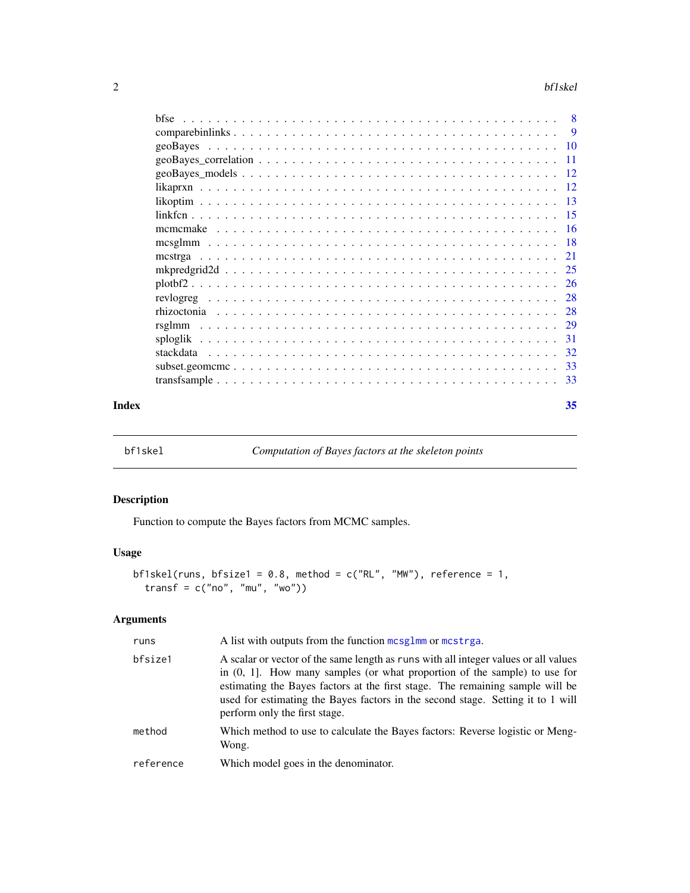| | |
|---|---|
| bfse | 8 |
| comparebinlinks | 9 |
| geoBayes | 10 |
| geoBayes_correlation | 11 |
| geoBayes_models | 12 |
| likaprxn | 12 |
| likoptim | 13 |
| linkfcn | 15 |
| mcmcmake | 16 |
| mcsglmm | 18 |
| mcstrga | 21 |
| mkpredgrid2d | 25 |
| plotbf2 | 26 |
| revlogreg | 28 |
| rhizoctonia | 28 |
| rsglmm | 29 |
| sploglik | 31 |
| stackdata | 32 |
| subset.geomcmc | 33 |
| transfsample | 33 |

**Index** 35

---

## bf1skel — *Computation of Bayes factors at the skeleton points*

### Description

Function to compute the Bayes factors from MCMC samples.

### Usage

```
bf1skel(runs, bfsize1 = 0.8, method = c("RL", "MW"), reference = 1,
  transf = c("no", "mu", "wo"))
```

### Arguments

| | |
|---|---|
| `runs` | A list with outputs from the function `mcsglmm` or `mcstrga`. |
| `bfsize1` | A scalar or vector of the same length as `runs` with all integer values or all values in (0, 1]. How many samples (or what proportion of the sample) to use for estimating the Bayes factors at the first stage. The remaining sample will be used for estimating the Bayes factors in the second stage. Setting it to 1 will perform only the first stage. |
| `method` | Which method to use to calculate the Bayes factors: Reverse logistic or Meng-Wong. |
| `reference` | Which model goes in the denominator. |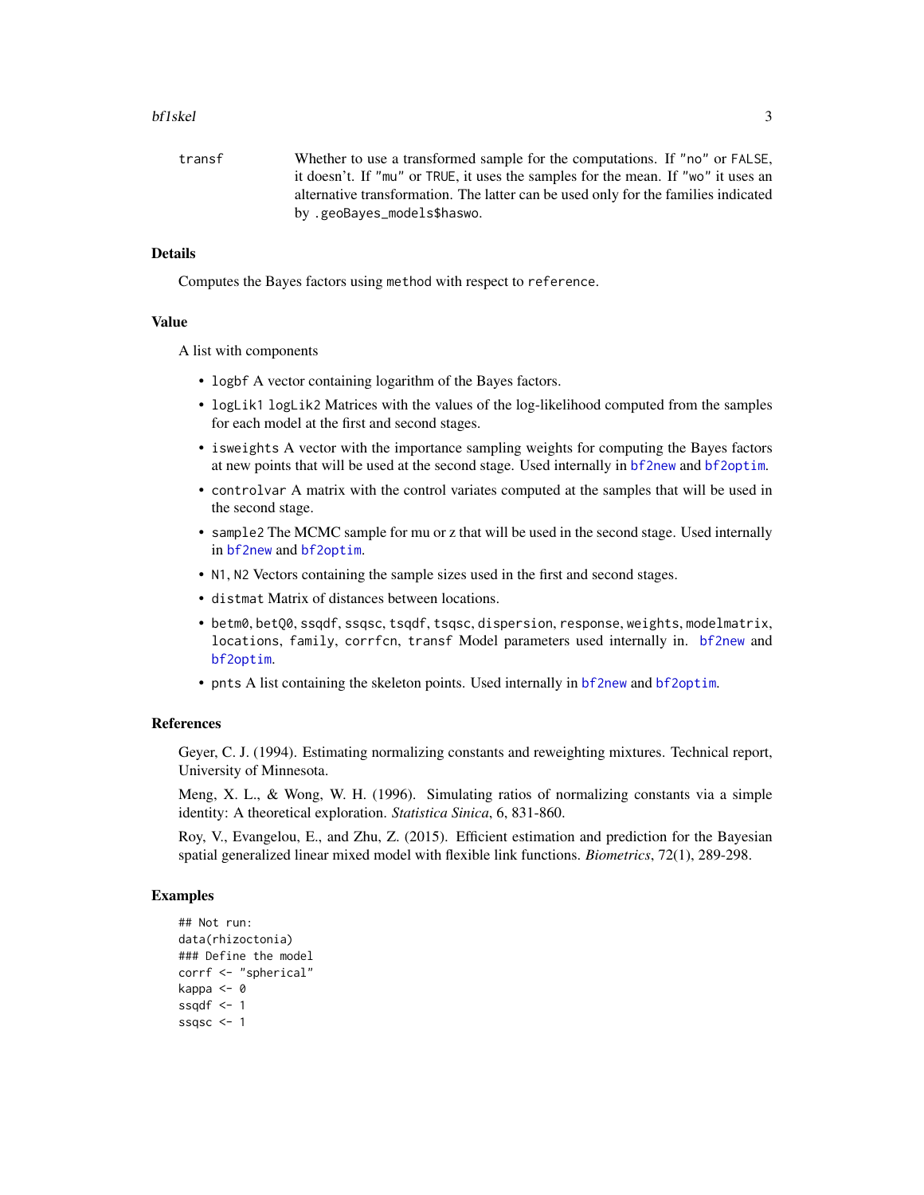transf Whether to use a transformed sample for the computations. If "no" or FALSE, it doesn't. If "mu" or TRUE, it uses the samples for the mean. If "wo" it uses an alternative transformation. The latter can be used only for the families indicated by .geoBayes_models$haswo.

## Details

Computes the Bayes factors using method with respect to reference.

## Value

A list with components

- logbf A vector containing logarithm of the Bayes factors.
- logLik1 logLik2 Matrices with the values of the log-likelihood computed from the samples for each model at the first and second stages.
- isweights A vector with the importance sampling weights for computing the Bayes factors at new points that will be used at the second stage. Used internally in bf2new and bf2optim.
- controlvar A matrix with the control variates computed at the samples that will be used in the second stage.
- sample2 The MCMC sample for mu or z that will be used in the second stage. Used internally in bf2new and bf2optim.
- N1, N2 Vectors containing the sample sizes used in the first and second stages.
- distmat Matrix of distances between locations.
- betm0, betQ0, ssqdf, ssqsc, tsqdf, tsqsc, dispersion, response, weights, modelmatrix, locations, family, corrfcn, transf Model parameters used internally in. bf2new and bf2optim.
- pnts A list containing the skeleton points. Used internally in bf2new and bf2optim.

## References

Geyer, C. J. (1994). Estimating normalizing constants and reweighting mixtures. Technical report, University of Minnesota.

Meng, X. L., & Wong, W. H. (1996). Simulating ratios of normalizing constants via a simple identity: A theoretical exploration. *Statistica Sinica*, 6, 831-860.

Roy, V., Evangelou, E., and Zhu, Z. (2015). Efficient estimation and prediction for the Bayesian spatial generalized linear mixed model with flexible link functions. *Biometrics*, 72(1), 289-298.

## Examples

```
## Not run:
data(rhizoctonia)
### Define the model
corrf <- "spherical"
kappa <- 0
ssqdf <- 1
ssqsc <- 1
```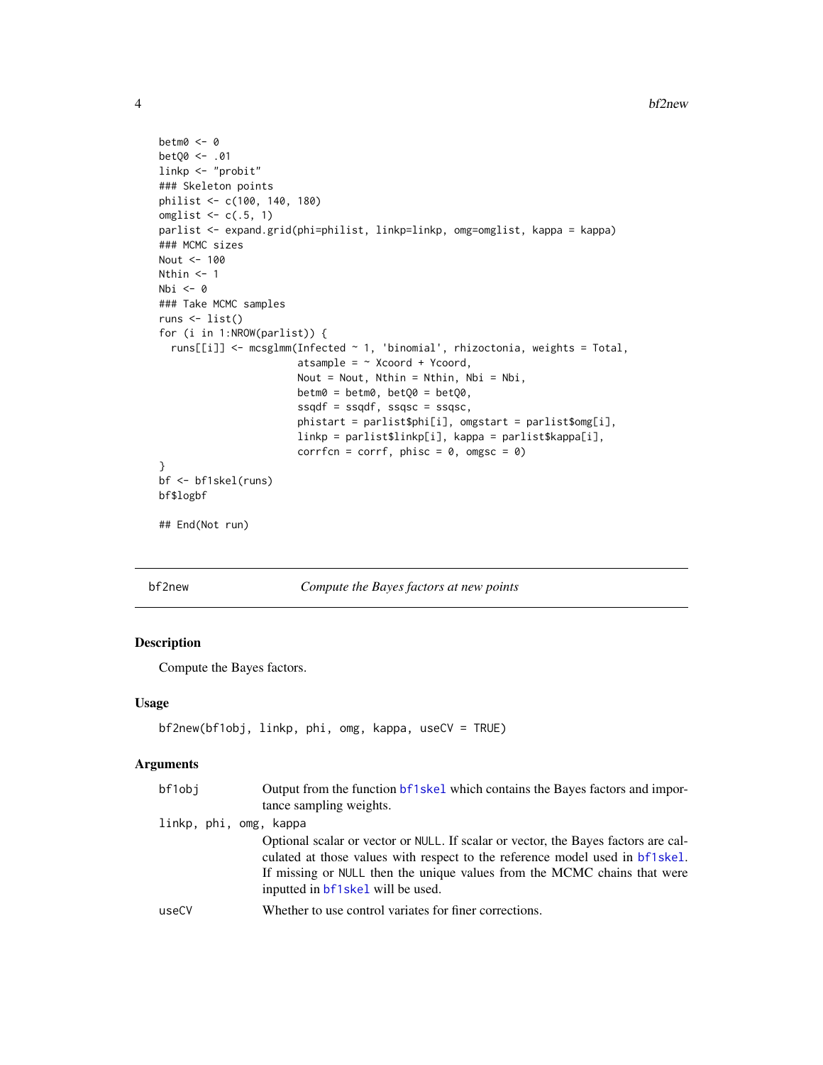```
betm0 <- 0
betQ0 <- .01
linkp <- "probit"
### Skeleton points
philist <- c(100, 140, 180)
omglist <- c(.5, 1)
parlist <- expand.grid(phi=philist, linkp=linkp, omg=omglist, kappa = kappa)
### MCMC sizes
Nout <- 100
Nthin <- 1
Nbi <- 0
### Take MCMC samples
runs <- list()
for (i in 1:NROW(parlist)) {
  runs[[i]] <- mcsglmm(Infected ~ 1, 'binomial', rhizoctonia, weights = Total,
                       atsample = ~ Xcoord + Ycoord,
                       Nout = Nout, Nthin = Nthin, Nbi = Nbi,
                       betm0 = betm0, betQ0 = betQ0,
                       ssqdf = ssqdf, ssqsc = ssqsc,
                       phistart = parlist$phi[i], omgstart = parlist$omg[i],
                       linkp = parlist$linkp[i], kappa = parlist$kappa[i],
                       corrfcn = corrf, phisc = 0, omgsc = 0)
}
bf <- bf1skel(runs)
bf$logbf

## End(Not run)
```

---

## bf2new — *Compute the Bayes factors at new points*

### Description

Compute the Bayes factors.

### Usage

```
bf2new(bf1obj, linkp, phi, omg, kappa, useCV = TRUE)
```

### Arguments

| Argument | Description |
| --- | --- |
| `bf1obj` | Output from the function `bf1skel` which contains the Bayes factors and importance sampling weights. |
| `linkp, phi, omg, kappa` | Optional scalar or vector or `NULL`. If scalar or vector, the Bayes factors are calculated at those values with respect to the reference model used in `bf1skel`. If missing or `NULL` then the unique values from the MCMC chains that were inputted in `bf1skel` will be used. |
| `useCV` | Whether to use control variates for finer corrections. |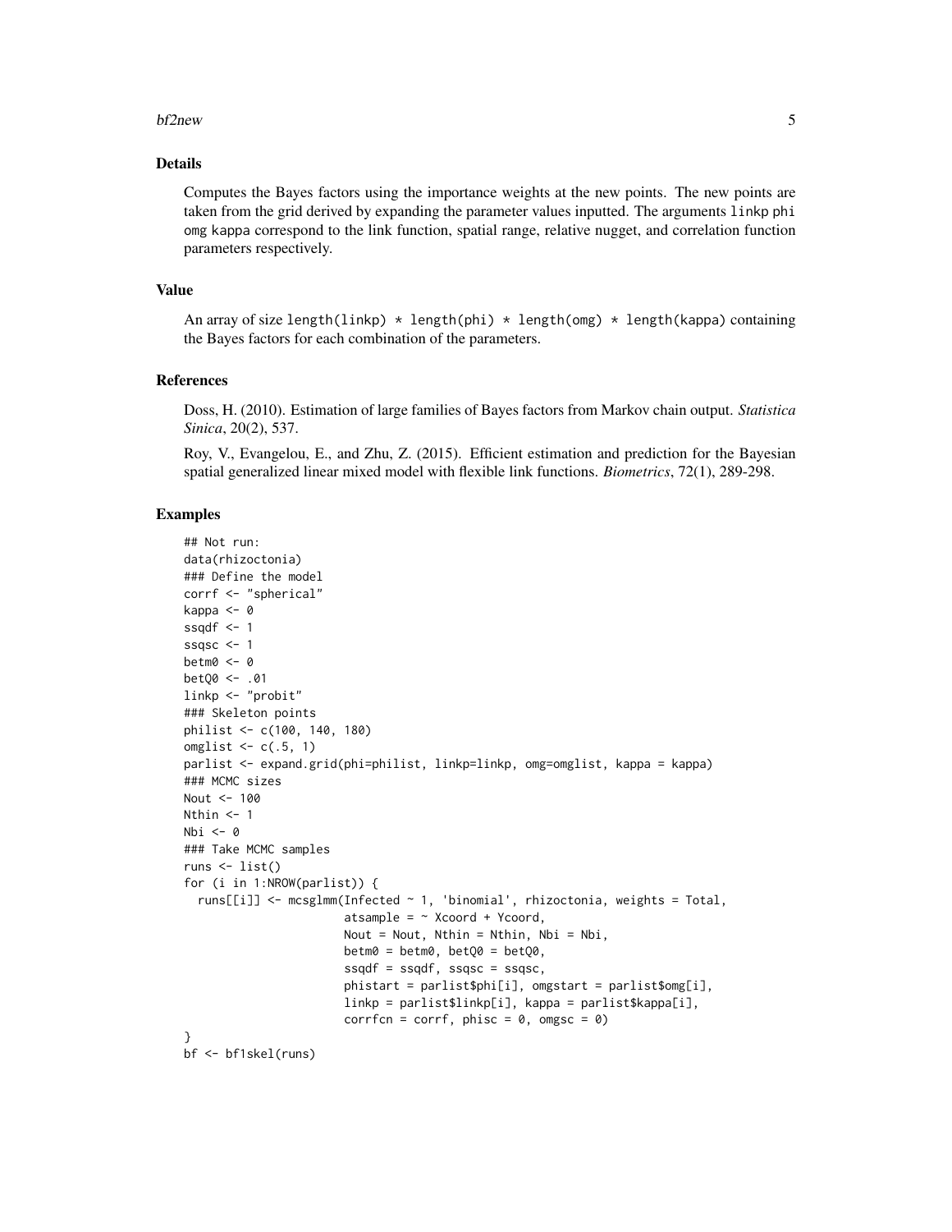## Details

Computes the Bayes factors using the importance weights at the new points. The new points are taken from the grid derived by expanding the parameter values inputted. The arguments linkp phi omg kappa correspond to the link function, spatial range, relative nugget, and correlation function parameters respectively.

## Value

An array of size length(linkp) * length(phi) * length(omg) * length(kappa) containing the Bayes factors for each combination of the parameters.

## References

Doss, H. (2010). Estimation of large families of Bayes factors from Markov chain output. *Statistica Sinica*, 20(2), 537.

Roy, V., Evangelou, E., and Zhu, Z. (2015). Efficient estimation and prediction for the Bayesian spatial generalized linear mixed model with flexible link functions. *Biometrics*, 72(1), 289-298.

## Examples

```
## Not run:
data(rhizoctonia)
### Define the model
corrf <- "spherical"
kappa <- 0
ssqdf <- 1
ssqsc <- 1
betm0 <- 0
betQ0 <- .01
linkp <- "probit"
### Skeleton points
philist <- c(100, 140, 180)
omglist <- c(.5, 1)
parlist <- expand.grid(phi=philist, linkp=linkp, omg=omglist, kappa = kappa)
### MCMC sizes
Nout <- 100
Nthin <- 1
Nbi <- 0
### Take MCMC samples
runs <- list()
for (i in 1:NROW(parlist)) {
  runs[[i]] <- mcsglmm(Infected ~ 1, 'binomial', rhizoctonia, weights = Total,
                       atsample = ~ Xcoord + Ycoord,
                       Nout = Nout, Nthin = Nthin, Nbi = Nbi,
                       betm0 = betm0, betQ0 = betQ0,
                       ssqdf = ssqdf, ssqsc = ssqsc,
                       phistart = parlist$phi[i], omgstart = parlist$omg[i],
                       linkp = parlist$linkp[i], kappa = parlist$kappa[i],
                       corrfcn = corrf, phisc = 0, omgsc = 0)
}
bf <- bf1skel(runs)
```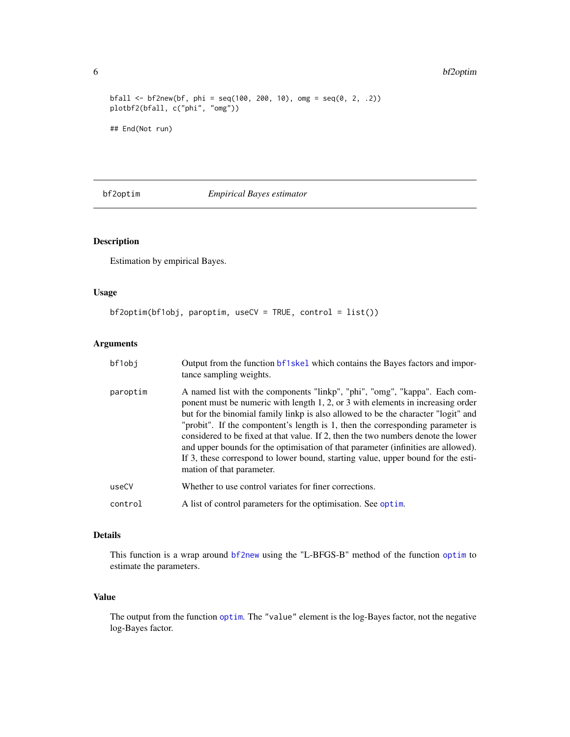```
bfall <- bf2new(bf, phi = seq(100, 200, 10), omg = seq(0, 2, .2))
plotbf2(bfall, c("phi", "omg"))

## End(Not run)
```

## bf2optim — *Empirical Bayes estimator*

### Description

Estimation by empirical Bayes.

### Usage

```
bf2optim(bf1obj, paroptim, useCV = TRUE, control = list())
```

### Arguments

| | |
|---|---|
| bf1obj | Output from the function bf1skel which contains the Bayes factors and importance sampling weights. |
| paroptim | A named list with the components "linkp", "phi", "omg", "kappa". Each component must be numeric with length 1, 2, or 3 with elements in increasing order but for the binomial family linkp is also allowed to be the character "logit" and "probit". If the compontent's length is 1, then the corresponding parameter is considered to be fixed at that value. If 2, then the two numbers denote the lower and upper bounds for the optimisation of that parameter (infinities are allowed). If 3, these correspond to lower bound, starting value, upper bound for the estimation of that parameter. |
| useCV | Whether to use control variates for finer corrections. |
| control | A list of control parameters for the optimisation. See optim. |

### Details

This function is a wrap around bf2new using the "L-BFGS-B" method of the function optim to estimate the parameters.

### Value

The output from the function optim. The "value" element is the log-Bayes factor, not the negative log-Bayes factor.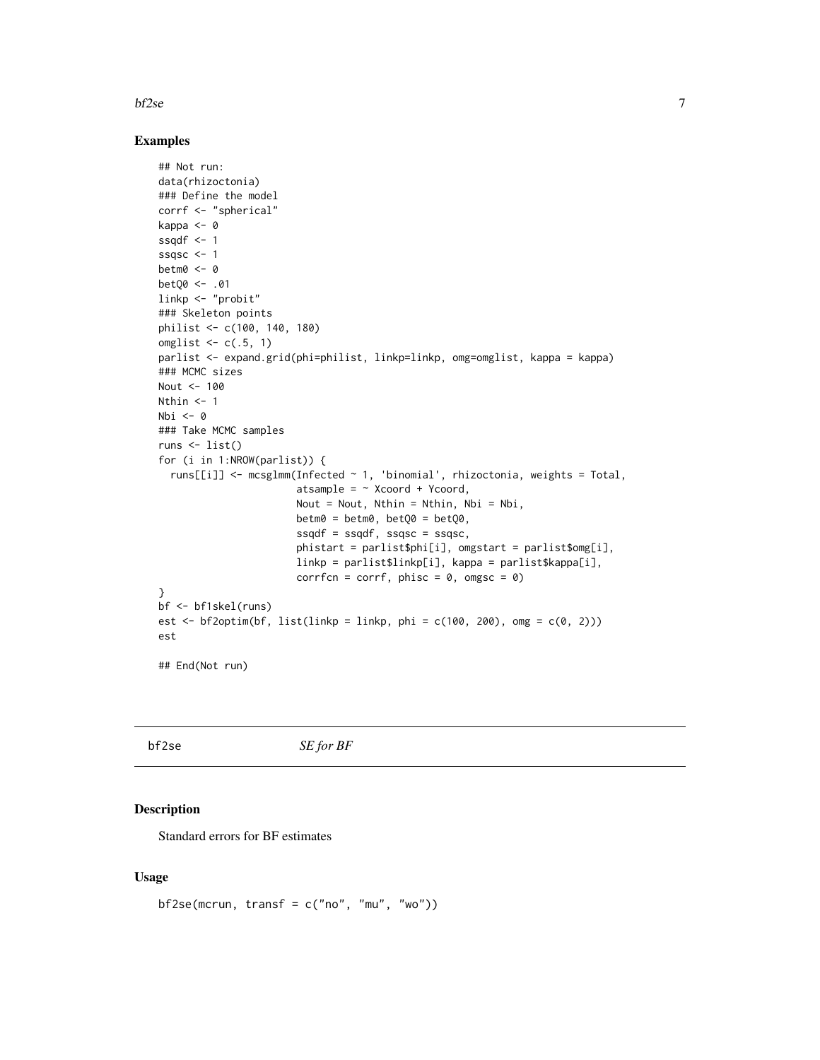## Examples

```
## Not run:
data(rhizoctonia)
### Define the model
corrf <- "spherical"
kappa <- 0
ssqdf <- 1
ssqsc <- 1
betm0 <- 0
betQ0 <- .01
linkp <- "probit"
### Skeleton points
philist <- c(100, 140, 180)
omglist <- c(.5, 1)
parlist <- expand.grid(phi=philist, linkp=linkp, omg=omglist, kappa = kappa)
### MCMC sizes
Nout <- 100
Nthin <- 1
Nbi <- 0
### Take MCMC samples
runs <- list()
for (i in 1:NROW(parlist)) {
  runs[[i]] <- mcsglmm(Infected ~ 1, 'binomial', rhizoctonia, weights = Total,
                       atsample = ~ Xcoord + Ycoord,
                       Nout = Nout, Nthin = Nthin, Nbi = Nbi,
                       betm0 = betm0, betQ0 = betQ0,
                       ssqdf = ssqdf, ssqsc = ssqsc,
                       phistart = parlist$phi[i], omgstart = parlist$omg[i],
                       linkp = parlist$linkp[i], kappa = parlist$kappa[i],
                       corrfcn = corrf, phisc = 0, omgsc = 0)
}
bf <- bf1skel(runs)
est <- bf2optim(bf, list(linkp = linkp, phi = c(100, 200), omg = c(0, 2)))
est

## End(Not run)
```

---

bf2se *SE for BF*

---

## Description

Standard errors for BF estimates

## Usage

```
bf2se(mcrun, transf = c("no", "mu", "wo"))
```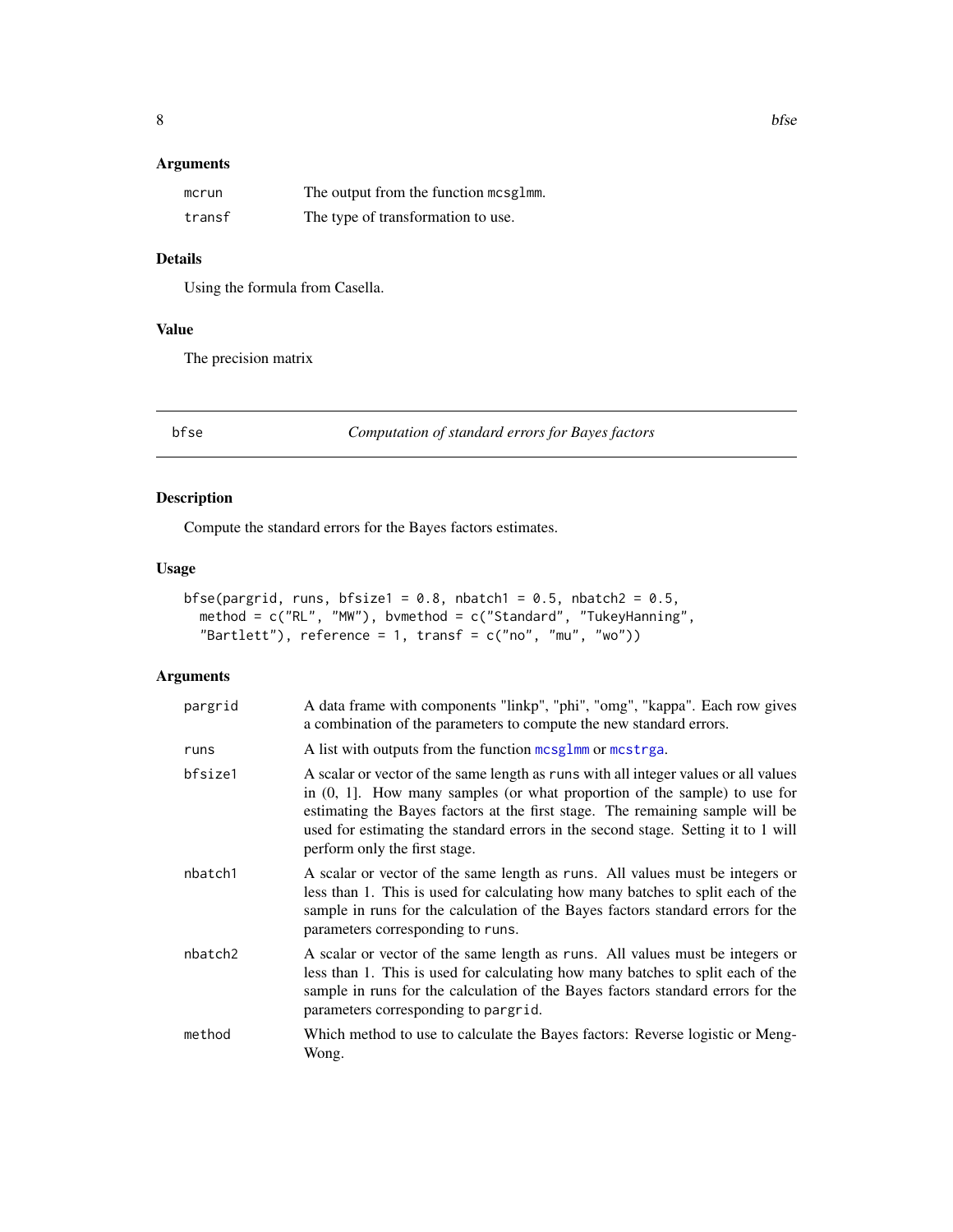## Arguments

| | |
|---|---|
| mcrun | The output from the function mcsglmm. |
| transf | The type of transformation to use. |

## Details

Using the formula from Casella.

## Value

The precision matrix

---

# bfse — *Computation of standard errors for Bayes factors*

## Description

Compute the standard errors for the Bayes factors estimates.

## Usage

```
bfse(pargrid, runs, bfsize1 = 0.8, nbatch1 = 0.5, nbatch2 = 0.5,
  method = c("RL", "MW"), bvmethod = c("Standard", "TukeyHanning",
  "Bartlett"), reference = 1, transf = c("no", "mu", "wo"))
```

## Arguments

| | |
|---|---|
| pargrid | A data frame with components "linkp", "phi", "omg", "kappa". Each row gives a combination of the parameters to compute the new standard errors. |
| runs | A list with outputs from the function mcsglmm or mcstrga. |
| bfsize1 | A scalar or vector of the same length as runs with all integer values or all values in (0, 1]. How many samples (or what proportion of the sample) to use for estimating the Bayes factors at the first stage. The remaining sample will be used for estimating the standard errors in the second stage. Setting it to 1 will perform only the first stage. |
| nbatch1 | A scalar or vector of the same length as runs. All values must be integers or less than 1. This is used for calculating how many batches to split each of the sample in runs for the calculation of the Bayes factors standard errors for the parameters corresponding to runs. |
| nbatch2 | A scalar or vector of the same length as runs. All values must be integers or less than 1. This is used for calculating how many batches to split each of the sample in runs for the calculation of the Bayes factors standard errors for the parameters corresponding to pargrid. |
| method | Which method to use to calculate the Bayes factors: Reverse logistic or Meng-Wong. |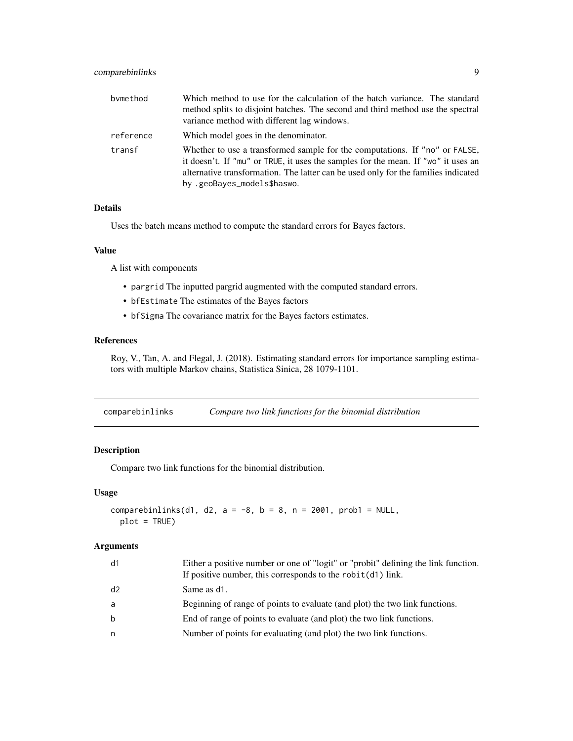| | |
|---|---|
| bvmethod | Which method to use for the calculation of the batch variance. The standard method splits to disjoint batches. The second and third method use the spectral variance method with different lag windows. |
| reference | Which model goes in the denominator. |
| transf | Whether to use a transformed sample for the computations. If "no" or FALSE, it doesn't. If "mu" or TRUE, it uses the samples for the mean. If "wo" it uses an alternative transformation. The latter can be used only for the families indicated by .geoBayes_models$haswo. |

### Details

Uses the batch means method to compute the standard errors for Bayes factors.

### Value

A list with components

- pargrid The inputted pargrid augmented with the computed standard errors.
- bfEstimate The estimates of the Bayes factors
- bfSigma The covariance matrix for the Bayes factors estimates.

### References

Roy, V., Tan, A. and Flegal, J. (2018). Estimating standard errors for importance sampling estimators with multiple Markov chains, Statistica Sinica, 28 1079-1101.

---

## comparebinlinks — *Compare two link functions for the binomial distribution*

### Description

Compare two link functions for the binomial distribution.

### Usage

```
comparebinlinks(d1, d2, a = -8, b = 8, n = 2001, prob1 = NULL,
  plot = TRUE)
```

### Arguments

| | |
|---|---|
| d1 | Either a positive number or one of "logit" or "probit" defining the link function. If positive number, this corresponds to the robit(d1) link. |
| d2 | Same as d1. |
| a | Beginning of range of points to evaluate (and plot) the two link functions. |
| b | End of range of points to evaluate (and plot) the two link functions. |
| n | Number of points for evaluating (and plot) the two link functions. |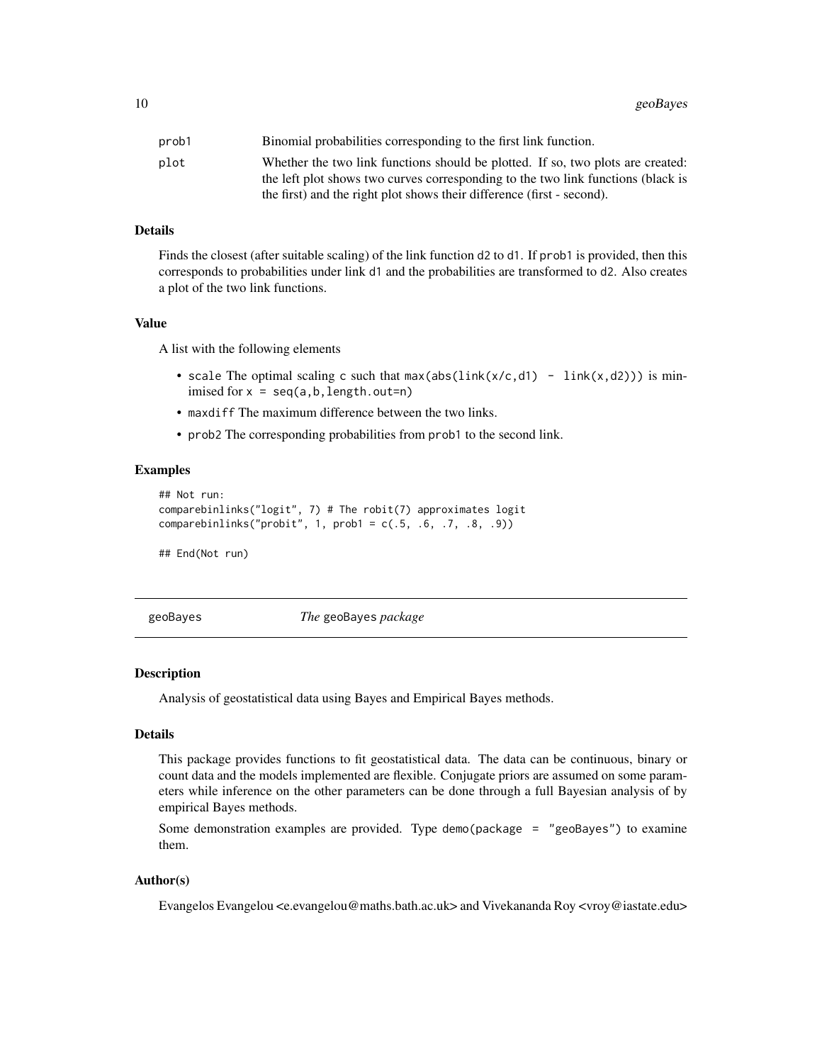| | |
|---|---|
| prob1 | Binomial probabilities corresponding to the first link function. |
| plot | Whether the two link functions should be plotted. If so, two plots are created: the left plot shows two curves corresponding to the two link functions (black is the first) and the right plot shows their difference (first - second). |

### Details

Finds the closest (after suitable scaling) of the link function d2 to d1. If prob1 is provided, then this corresponds to probabilities under link d1 and the probabilities are transformed to d2. Also creates a plot of the two link functions.

### Value

A list with the following elements

- scale The optimal scaling c such that `max(abs(link(x/c,d1) - link(x,d2)))` is minimised for `x = seq(a,b,length.out=n)`
- maxdiff The maximum difference between the two links.
- prob2 The corresponding probabilities from prob1 to the second link.

### Examples

```
## Not run:
comparebinlinks("logit", 7) # The robit(7) approximates logit
comparebinlinks("probit", 1, prob1 = c(.5, .6, .7, .8, .9))

## End(Not run)
```

---

## geoBayes — *The* geoBayes *package*

---

### Description

Analysis of geostatistical data using Bayes and Empirical Bayes methods.

### Details

This package provides functions to fit geostatistical data. The data can be continuous, binary or count data and the models implemented are flexible. Conjugate priors are assumed on some parameters while inference on the other parameters can be done through a full Bayesian analysis of by empirical Bayes methods.

Some demonstration examples are provided. Type `demo(package = "geoBayes")` to examine them.

### Author(s)

Evangelos Evangelou <e.evangelou@maths.bath.ac.uk> and Vivekananda Roy <vroy@iastate.edu>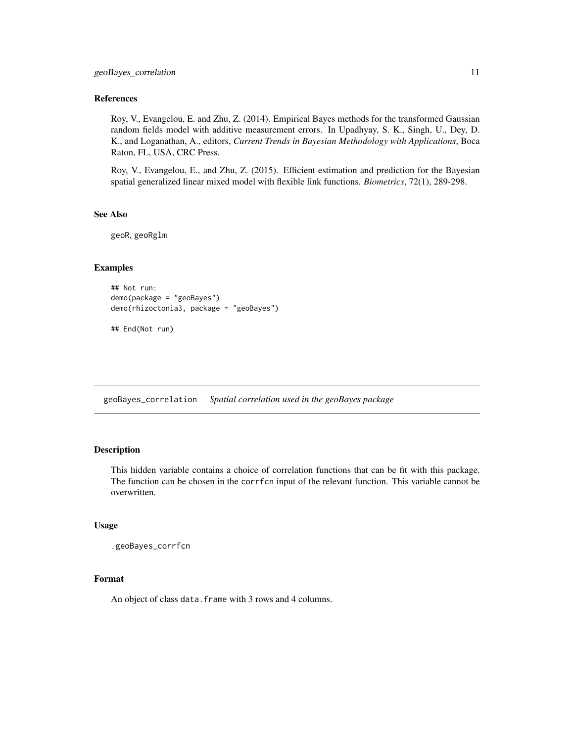### References

Roy, V., Evangelou, E. and Zhu, Z. (2014). Empirical Bayes methods for the transformed Gaussian random fields model with additive measurement errors. In Upadhyay, S. K., Singh, U., Dey, D. K., and Loganathan, A., editors, *Current Trends in Bayesian Methodology with Applications*, Boca Raton, FL, USA, CRC Press.

Roy, V., Evangelou, E., and Zhu, Z. (2015). Efficient estimation and prediction for the Bayesian spatial generalized linear mixed model with flexible link functions. *Biometrics*, 72(1), 289-298.

### See Also

geoR, geoRglm

### Examples

```
## Not run:
demo(package = "geoBayes")
demo(rhizoctonia3, package = "geoBayes")

## End(Not run)
```

---

## geoBayes_correlation    *Spatial correlation used in the geoBayes package*

---

### Description

This hidden variable contains a choice of correlation functions that can be fit with this package. The function can be chosen in the corrfcn input of the relevant function. This variable cannot be overwritten.

### Usage

```
.geoBayes_corrfcn
```

### Format

An object of class data.frame with 3 rows and 4 columns.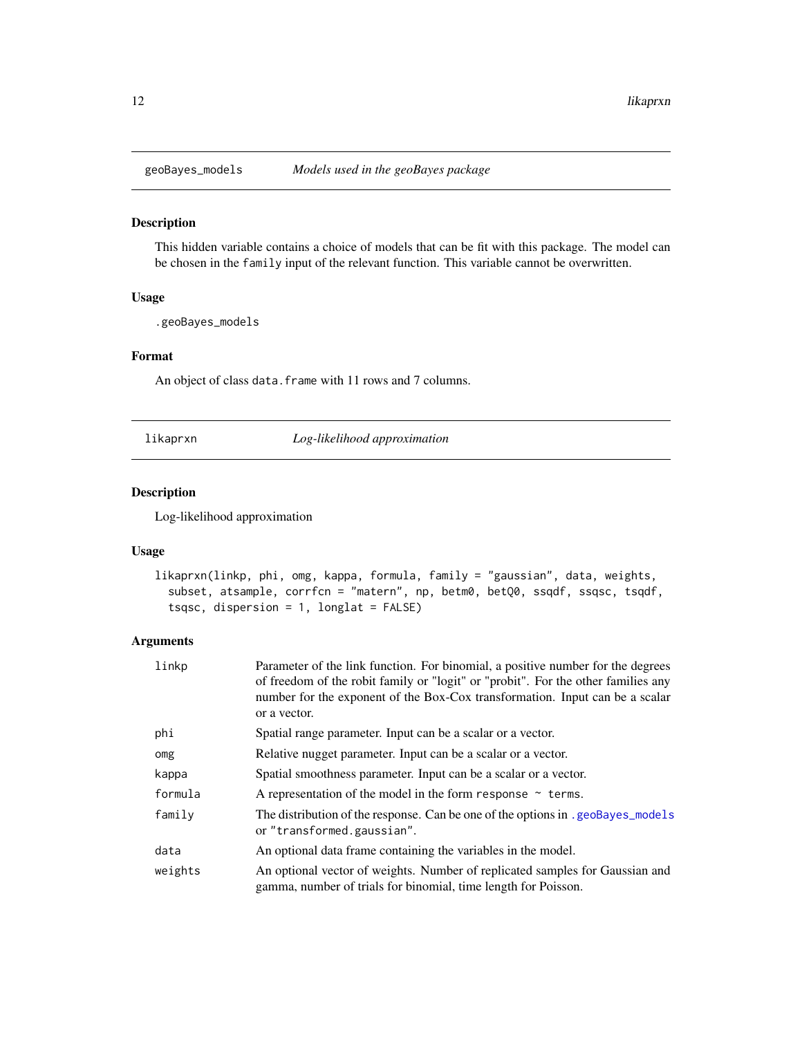## geoBayes_models — *Models used in the geoBayes package*

### Description

This hidden variable contains a choice of models that can be fit with this package. The model can be chosen in the `family` input of the relevant function. This variable cannot be overwritten.

### Usage

```
.geoBayes_models
```

### Format

An object of class `data.frame` with 11 rows and 7 columns.

## likaprxn — *Log-likelihood approximation*

### Description

Log-likelihood approximation

### Usage

```
likaprxn(linkp, phi, omg, kappa, formula, family = "gaussian", data, weights,
  subset, atsample, corrfcn = "matern", np, betm0, betQ0, ssqdf, ssqsc, tsqdf,
  tsqsc, dispersion = 1, longlat = FALSE)
```

### Arguments

| | |
|---|---|
| `linkp` | Parameter of the link function. For binomial, a positive number for the degrees of freedom of the robit family or "logit" or "probit". For the other families any number for the exponent of the Box-Cox transformation. Input can be a scalar or a vector. |
| `phi` | Spatial range parameter. Input can be a scalar or a vector. |
| `omg` | Relative nugget parameter. Input can be a scalar or a vector. |
| `kappa` | Spatial smoothness parameter. Input can be a scalar or a vector. |
| `formula` | A representation of the model in the form `response ~ terms`. |
| `family` | The distribution of the response. Can be one of the options in `.geoBayes_models` or `"transformed.gaussian"`. |
| `data` | An optional data frame containing the variables in the model. |
| `weights` | An optional vector of weights. Number of replicated samples for Gaussian and gamma, number of trials for binomial, time length for Poisson. |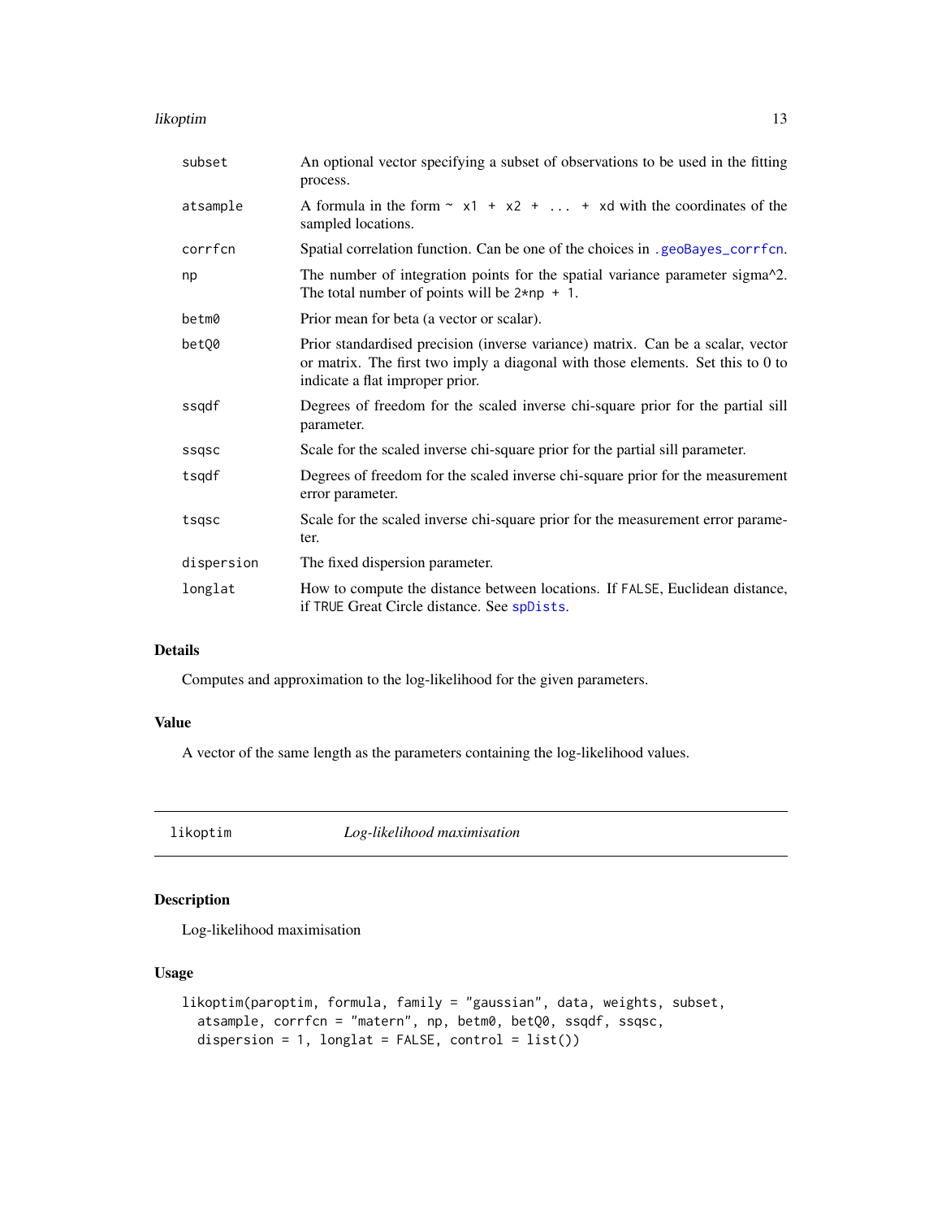| | |
|---|---|
| subset | An optional vector specifying a subset of observations to be used in the fitting process. |
| atsample | A formula in the form `~ x1 + x2 + ... + xd` with the coordinates of the sampled locations. |
| corrfcn | Spatial correlation function. Can be one of the choices in `.geoBayes_corrfcn`. |
| np | The number of integration points for the spatial variance parameter sigma^2. The total number of points will be `2*np + 1`. |
| betm0 | Prior mean for beta (a vector or scalar). |
| betQ0 | Prior standardised precision (inverse variance) matrix. Can be a scalar, vector or matrix. The first two imply a diagonal with those elements. Set this to 0 to indicate a flat improper prior. |
| ssqdf | Degrees of freedom for the scaled inverse chi-square prior for the partial sill parameter. |
| ssqsc | Scale for the scaled inverse chi-square prior for the partial sill parameter. |
| tsqdf | Degrees of freedom for the scaled inverse chi-square prior for the measurement error parameter. |
| tsqsc | Scale for the scaled inverse chi-square prior for the measurement error parameter. |
| dispersion | The fixed dispersion parameter. |
| longlat | How to compute the distance between locations. If `FALSE`, Euclidean distance, if `TRUE` Great Circle distance. See `spDists`. |

### Details

Computes and approximation to the log-likelihood for the given parameters.

### Value

A vector of the same length as the parameters containing the log-likelihood values.

---

## likoptim *Log-likelihood maximisation*

---

### Description

Log-likelihood maximisation

### Usage

```
likoptim(paroptim, formula, family = "gaussian", data, weights, subset,
  atsample, corrfcn = "matern", np, betm0, betQ0, ssqdf, ssqsc,
  dispersion = 1, longlat = FALSE, control = list())
```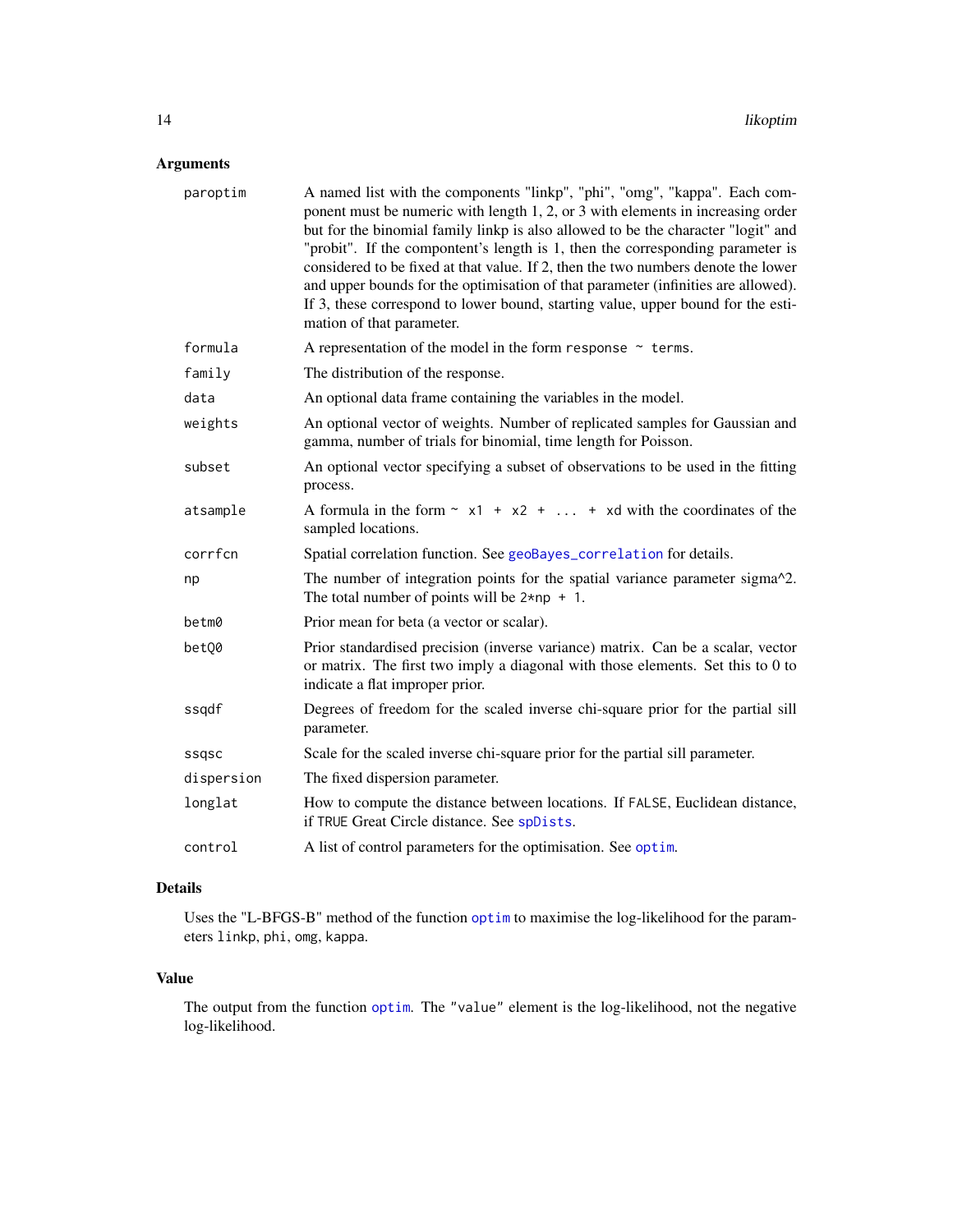## Arguments

| | |
|---|---|
| paroptim | A named list with the components "linkp", "phi", "omg", "kappa". Each component must be numeric with length 1, 2, or 3 with elements in increasing order but for the binomial family linkp is also allowed to be the character "logit" and "probit". If the compontent's length is 1, then the corresponding parameter is considered to be fixed at that value. If 2, then the two numbers denote the lower and upper bounds for the optimisation of that parameter (infinities are allowed). If 3, these correspond to lower bound, starting value, upper bound for the estimation of that parameter. |
| formula | A representation of the model in the form `response ~ terms`. |
| family | The distribution of the response. |
| data | An optional data frame containing the variables in the model. |
| weights | An optional vector of weights. Number of replicated samples for Gaussian and gamma, number of trials for binomial, time length for Poisson. |
| subset | An optional vector specifying a subset of observations to be used in the fitting process. |
| atsample | A formula in the form `~ x1 + x2 + ... + xd` with the coordinates of the sampled locations. |
| corrfcn | Spatial correlation function. See `geoBayes_correlation` for details. |
| np | The number of integration points for the spatial variance parameter sigma^2. The total number of points will be `2*np + 1`. |
| betm0 | Prior mean for beta (a vector or scalar). |
| betQ0 | Prior standardised precision (inverse variance) matrix. Can be a scalar, vector or matrix. The first two imply a diagonal with those elements. Set this to 0 to indicate a flat improper prior. |
| ssqdf | Degrees of freedom for the scaled inverse chi-square prior for the partial sill parameter. |
| ssqsc | Scale for the scaled inverse chi-square prior for the partial sill parameter. |
| dispersion | The fixed dispersion parameter. |
| longlat | How to compute the distance between locations. If `FALSE`, Euclidean distance, if `TRUE` Great Circle distance. See `spDists`. |
| control | A list of control parameters for the optimisation. See `optim`. |

## Details

Uses the "L-BFGS-B" method of the function `optim` to maximise the log-likelihood for the parameters `linkp`, `phi`, `omg`, `kappa`.

## Value

The output from the function `optim`. The `"value"` element is the log-likelihood, not the negative log-likelihood.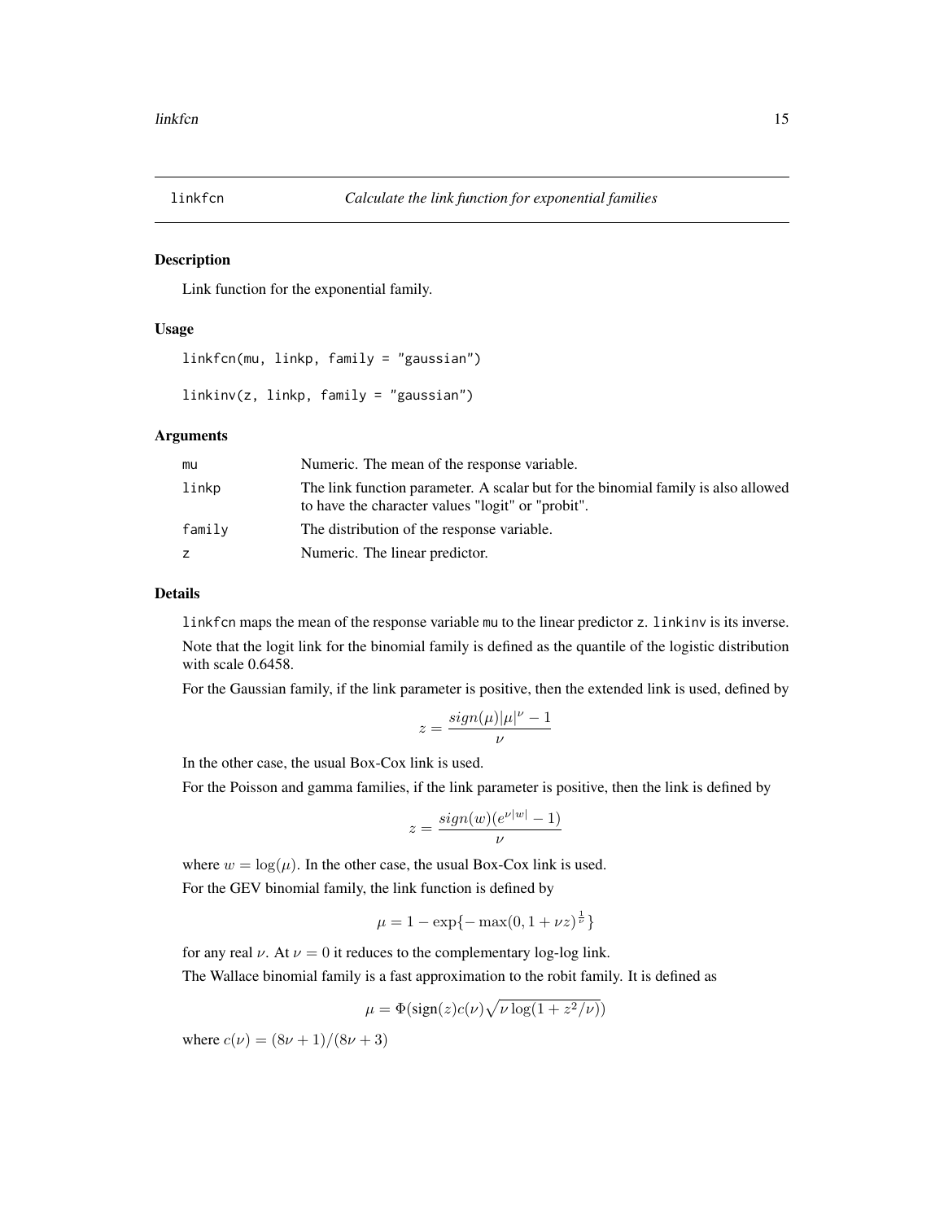# linkfcn — *Calculate the link function for exponential families*

## Description

Link function for the exponential family.

## Usage

```
linkfcn(mu, linkp, family = "gaussian")

linkinv(z, linkp, family = "gaussian")
```

## Arguments

| | |
|---|---|
| mu | Numeric. The mean of the response variable. |
| linkp | The link function parameter. A scalar but for the binomial family is also allowed to have the character values "logit" or "probit". |
| family | The distribution of the response variable. |
| z | Numeric. The linear predictor. |

## Details

`linkfcn` maps the mean of the response variable `mu` to the linear predictor `z`. `linkinv` is its inverse.

Note that the logit link for the binomial family is defined as the quantile of the logistic distribution with scale 0.6458.

For the Gaussian family, if the link parameter is positive, then the extended link is used, defined by

$$z = \frac{sign(\mu)|\mu|^\nu - 1}{\nu}$$

In the other case, the usual Box-Cox link is used.

For the Poisson and gamma families, if the link parameter is positive, then the link is defined by

$$z = \frac{sign(w)(e^{\nu|w|} - 1)}{\nu}$$

where $w = \log(\mu)$. In the other case, the usual Box-Cox link is used.

For the GEV binomial family, the link function is defined by

$$\mu = 1 - \exp\{-\max(0, 1 + \nu z)^{\frac{1}{\nu}}\}$$

for any real $\nu$. At $\nu = 0$ it reduces to the complementary log-log link.

The Wallace binomial family is a fast approximation to the robit family. It is defined as

$$\mu = \Phi(\text{sign}(z)c(\nu)\sqrt{\nu \log(1 + z^2/\nu)})$$

where $c(\nu) = (8\nu + 1)/(8\nu + 3)$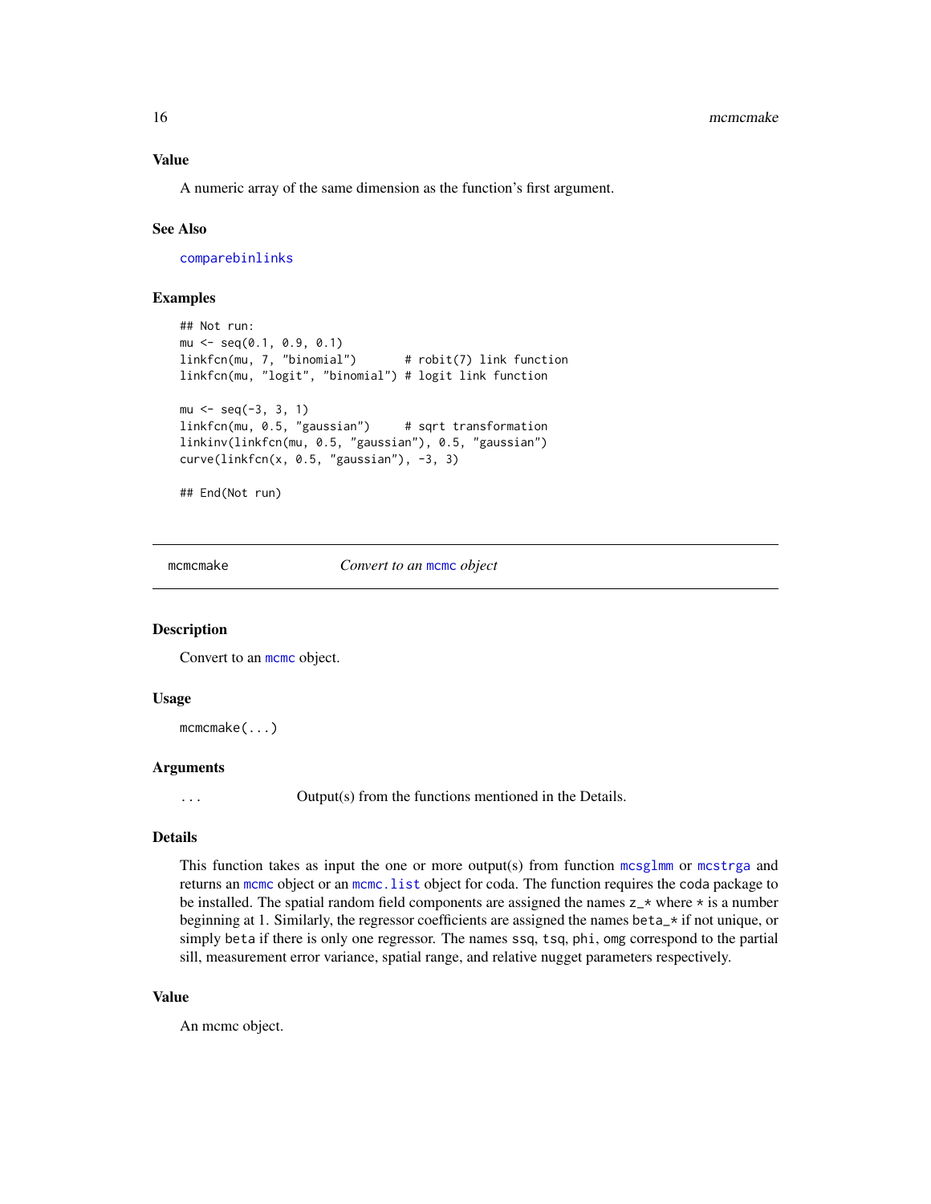### Value

A numeric array of the same dimension as the function's first argument.

### See Also

comparebinlinks

### Examples

```
## Not run:
mu <- seq(0.1, 0.9, 0.1)
linkfcn(mu, 7, "binomial")       # robit(7) link function
linkfcn(mu, "logit", "binomial") # logit link function

mu <- seq(-3, 3, 1)
linkfcn(mu, 0.5, "gaussian")     # sqrt transformation
linkinv(linkfcn(mu, 0.5, "gaussian"), 0.5, "gaussian")
curve(linkfcn(x, 0.5, "gaussian"), -3, 3)

## End(Not run)
```

---

## mcmcmake — *Convert to an* `mcmc` *object*

### Description

Convert to an `mcmc` object.

### Usage

```
mcmcmake(...)
```

### Arguments

| | |
|---|---|
| `...` | Output(s) from the functions mentioned in the Details. |

### Details

This function takes as input the one or more output(s) from function `mcsglmm` or `mcstrga` and returns an `mcmc` object or an `mcmc.list` object for coda. The function requires the `coda` package to be installed. The spatial random field components are assigned the names `z_*` where `*` is a number beginning at 1. Similarly, the regressor coefficients are assigned the names `beta_*` if not unique, or simply `beta` if there is only one regressor. The names `ssq`, `tsq`, `phi`, `omg` correspond to the partial sill, measurement error variance, spatial range, and relative nugget parameters respectively.

### Value

An mcmc object.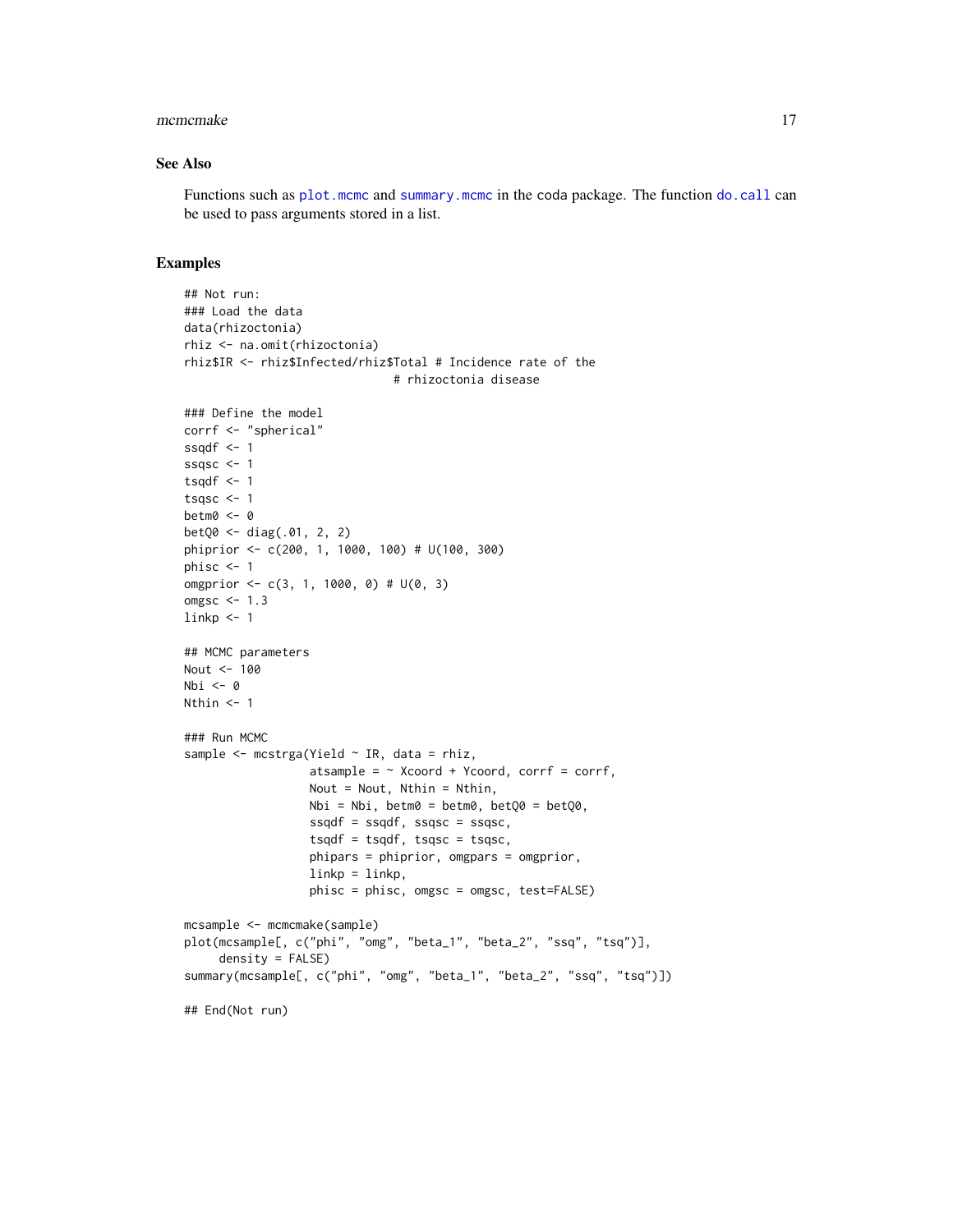## See Also

Functions such as `plot.mcmc` and `summary.mcmc` in the coda package. The function `do.call` can be used to pass arguments stored in a list.

## Examples

```
## Not run:
### Load the data
data(rhizoctonia)
rhiz <- na.omit(rhizoctonia)
rhiz$IR <- rhiz$Infected/rhiz$Total # Incidence rate of the
                              # rhizoctonia disease

### Define the model
corrf <- "spherical"
ssqdf <- 1
ssqsc <- 1
tsqdf <- 1
tsqsc <- 1
betm0 <- 0
betQ0 <- diag(.01, 2, 2)
phiprior <- c(200, 1, 1000, 100) # U(100, 300)
phisc <- 1
omgprior <- c(3, 1, 1000, 0) # U(0, 3)
omgsc <- 1.3
linkp <- 1

## MCMC parameters
Nout <- 100
Nbi <- 0
Nthin <- 1

### Run MCMC
sample <- mcstrga(Yield ~ IR, data = rhiz,
                  atsample = ~ Xcoord + Ycoord, corrf = corrf,
                  Nout = Nout, Nthin = Nthin,
                  Nbi = Nbi, betm0 = betm0, betQ0 = betQ0,
                  ssqdf = ssqdf, ssqsc = ssqsc,
                  tsqdf = tsqdf, tsqsc = tsqsc,
                  phipars = phiprior, omgpars = omgprior,
                  linkp = linkp,
                  phisc = phisc, omgsc = omgsc, test=FALSE)

mcsample <- mcmcmake(sample)
plot(mcsample[, c("phi", "omg", "beta_1", "beta_2", "ssq", "tsq")],
     density = FALSE)
summary(mcsample[, c("phi", "omg", "beta_1", "beta_2", "ssq", "tsq")])

## End(Not run)
```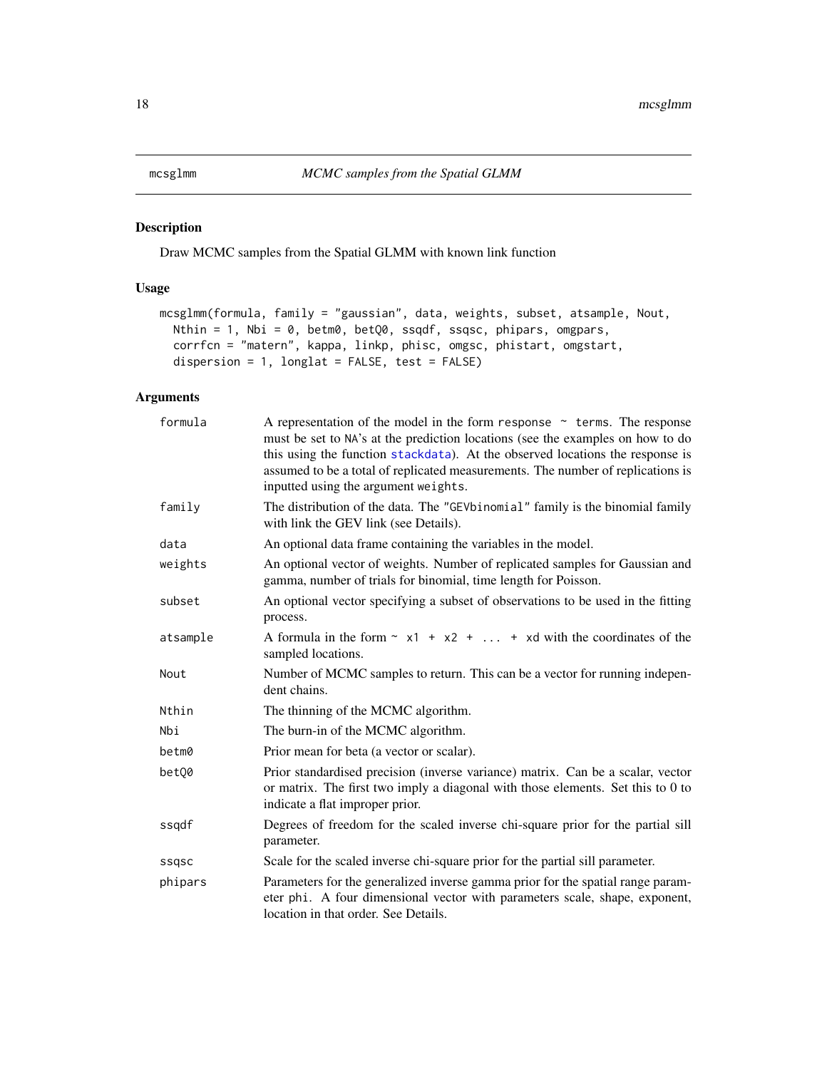mcsglmm *MCMC samples from the Spatial GLMM*

## Description

Draw MCMC samples from the Spatial GLMM with known link function

## Usage

```
mcsglmm(formula, family = "gaussian", data, weights, subset, atsample, Nout,
  Nthin = 1, Nbi = 0, betm0, betQ0, ssqdf, ssqsc, phipars, omgpars,
  corrfcn = "matern", kappa, linkp, phisc, omgsc, phistart, omgstart,
  dispersion = 1, longlat = FALSE, test = FALSE)
```

## Arguments

| | |
|---|---|
| `formula` | A representation of the model in the form `response ~ terms`. The response must be set to `NA`'s at the prediction locations (see the examples on how to do this using the function `stackdata`). At the observed locations the response is assumed to be a total of replicated measurements. The number of replications is inputted using the argument `weights`. |
| `family` | The distribution of the data. The `"GEVbinomial"` family is the binomial family with link the GEV link (see Details). |
| `data` | An optional data frame containing the variables in the model. |
| `weights` | An optional vector of weights. Number of replicated samples for Gaussian and gamma, number of trials for binomial, time length for Poisson. |
| `subset` | An optional vector specifying a subset of observations to be used in the fitting process. |
| `atsample` | A formula in the form `~ x1 + x2 + ... + xd` with the coordinates of the sampled locations. |
| `Nout` | Number of MCMC samples to return. This can be a vector for running independent chains. |
| `Nthin` | The thinning of the MCMC algorithm. |
| `Nbi` | The burn-in of the MCMC algorithm. |
| `betm0` | Prior mean for beta (a vector or scalar). |
| `betQ0` | Prior standardised precision (inverse variance) matrix. Can be a scalar, vector or matrix. The first two imply a diagonal with those elements. Set this to 0 to indicate a flat improper prior. |
| `ssqdf` | Degrees of freedom for the scaled inverse chi-square prior for the partial sill parameter. |
| `ssqsc` | Scale for the scaled inverse chi-square prior for the partial sill parameter. |
| `phipars` | Parameters for the generalized inverse gamma prior for the spatial range parameter `phi`. A four dimensional vector with parameters scale, shape, exponent, location in that order. See Details. |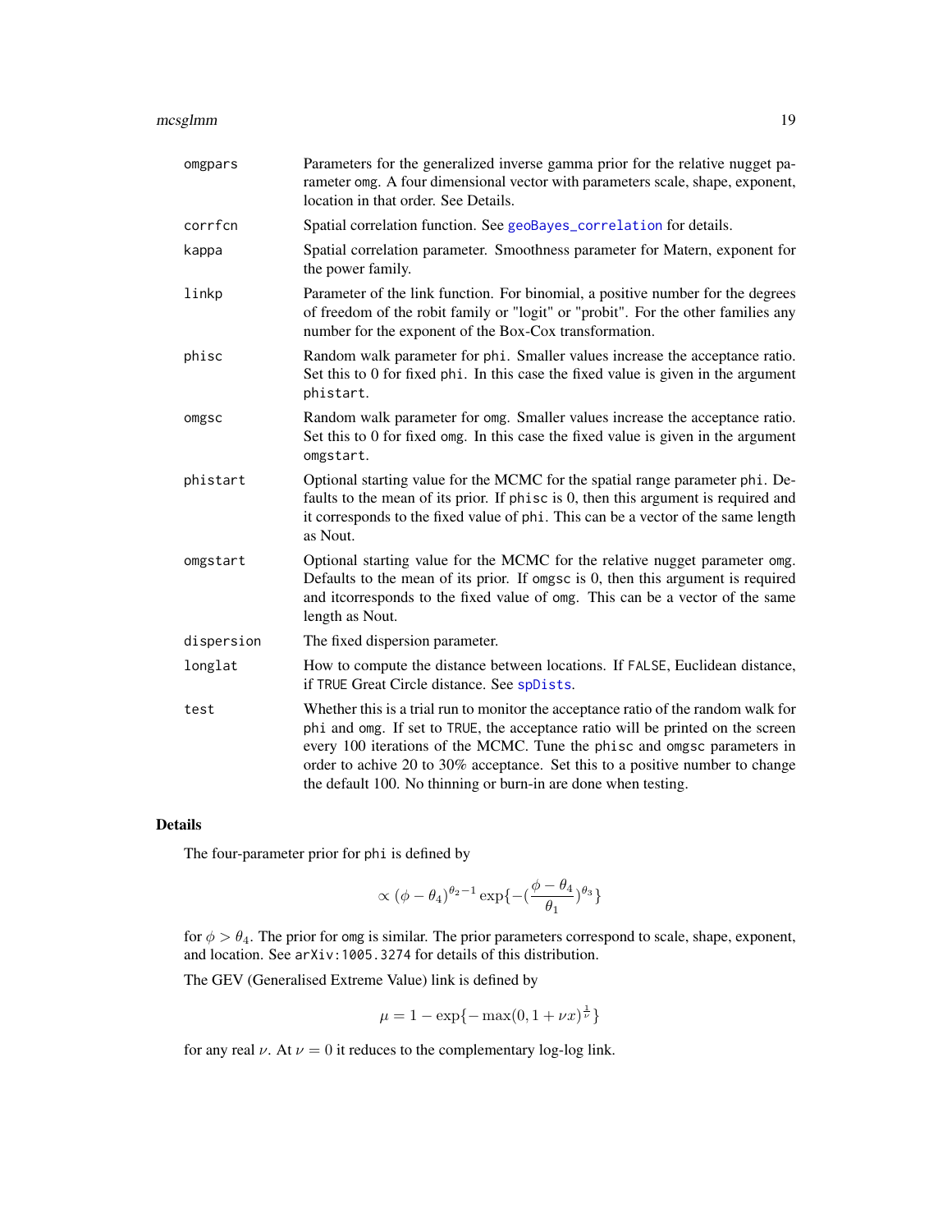| | |
|---|---|
| `omgpars` | Parameters for the generalized inverse gamma prior for the relative nugget parameter `omg`. A four dimensional vector with parameters scale, shape, exponent, location in that order. See Details. |
| `corrfcn` | Spatial correlation function. See `geoBayes_correlation` for details. |
| `kappa` | Spatial correlation parameter. Smoothness parameter for Matern, exponent for the power family. |
| `linkp` | Parameter of the link function. For binomial, a positive number for the degrees of freedom of the robit family or "logit" or "probit". For the other families any number for the exponent of the Box-Cox transformation. |
| `phisc` | Random walk parameter for `phi`. Smaller values increase the acceptance ratio. Set this to 0 for fixed `phi`. In this case the fixed value is given in the argument `phistart`. |
| `omgsc` | Random walk parameter for `omg`. Smaller values increase the acceptance ratio. Set this to 0 for fixed `omg`. In this case the fixed value is given in the argument `omgstart`. |
| `phistart` | Optional starting value for the MCMC for the spatial range parameter `phi`. Defaults to the mean of its prior. If `phisc` is 0, then this argument is required and it corresponds to the fixed value of `phi`. This can be a vector of the same length as Nout. |
| `omgstart` | Optional starting value for the MCMC for the relative nugget parameter `omg`. Defaults to the mean of its prior. If `omgsc` is 0, then this argument is required and itcorresponds to the fixed value of `omg`. This can be a vector of the same length as Nout. |
| `dispersion` | The fixed dispersion parameter. |
| `longlat` | How to compute the distance between locations. If `FALSE`, Euclidean distance, if `TRUE` Great Circle distance. See `spDists`. |
| `test` | Whether this is a trial run to monitor the acceptance ratio of the random walk for `phi` and `omg`. If set to `TRUE`, the acceptance ratio will be printed on the screen every 100 iterations of the MCMC. Tune the `phisc` and `omgsc` parameters in order to achive 20 to 30% acceptance. Set this to a positive number to change the default 100. No thinning or burn-in are done when testing. |

## Details

The four-parameter prior for `phi` is defined by

$$\propto (\phi - \theta_4)^{\theta_2 - 1} \exp\{-(\frac{\phi - \theta_4}{\theta_1})^{\theta_3}\}$$

for $\phi > \theta_4$. The prior for `omg` is similar. The prior parameters correspond to scale, shape, exponent, and location. See `arXiv:1005.3274` for details of this distribution.

The GEV (Generalised Extreme Value) link is defined by

$$\mu = 1 - \exp\{-\max(0, 1 + \nu x)^{\frac{1}{\nu}}\}$$

for any real $\nu$. At $\nu = 0$ it reduces to the complementary log-log link.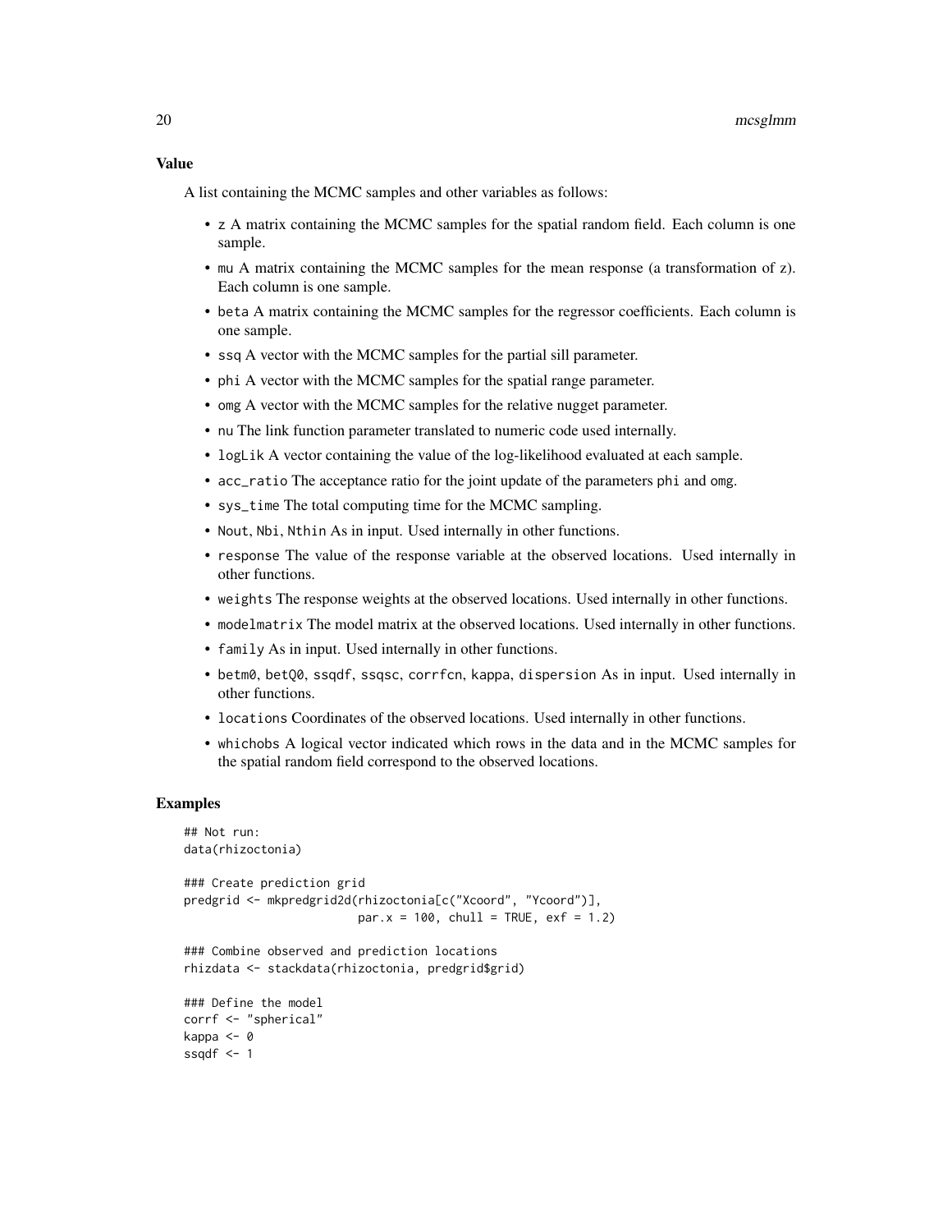### Value

A list containing the MCMC samples and other variables as follows:

- z A matrix containing the MCMC samples for the spatial random field. Each column is one sample.
- mu A matrix containing the MCMC samples for the mean response (a transformation of z). Each column is one sample.
- beta A matrix containing the MCMC samples for the regressor coefficients. Each column is one sample.
- ssq A vector with the MCMC samples for the partial sill parameter.
- phi A vector with the MCMC samples for the spatial range parameter.
- omg A vector with the MCMC samples for the relative nugget parameter.
- nu The link function parameter translated to numeric code used internally.
- logLik A vector containing the value of the log-likelihood evaluated at each sample.
- acc_ratio The acceptance ratio for the joint update of the parameters phi and omg.
- sys_time The total computing time for the MCMC sampling.
- Nout, Nbi, Nthin As in input. Used internally in other functions.
- response The value of the response variable at the observed locations. Used internally in other functions.
- weights The response weights at the observed locations. Used internally in other functions.
- modelmatrix The model matrix at the observed locations. Used internally in other functions.
- family As in input. Used internally in other functions.
- betm0, betQ0, ssqdf, ssqsc, corrfcn, kappa, dispersion As in input. Used internally in other functions.
- locations Coordinates of the observed locations. Used internally in other functions.
- whichobs A logical vector indicated which rows in the data and in the MCMC samples for the spatial random field correspond to the observed locations.

### Examples

```
## Not run:
data(rhizoctonia)

### Create prediction grid
predgrid <- mkpredgrid2d(rhizoctonia[c("Xcoord", "Ycoord")],
                         par.x = 100, chull = TRUE, exf = 1.2)

### Combine observed and prediction locations
rhizdata <- stackdata(rhizoctonia, predgrid$grid)

### Define the model
corrf <- "spherical"
kappa <- 0
ssqdf <- 1
```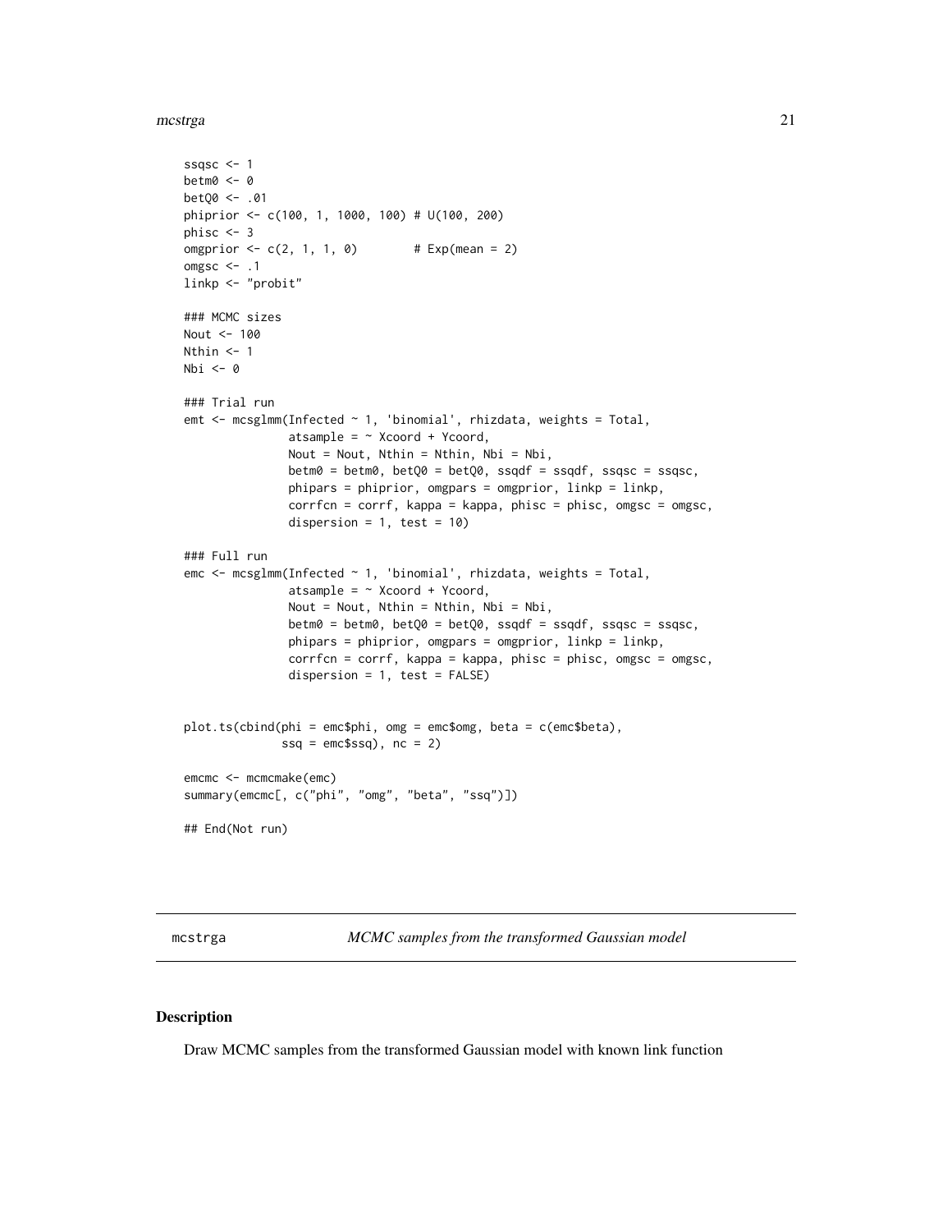```
ssqsc <- 1
betm0 <- 0
betQ0 <- .01
phiprior <- c(100, 1, 1000, 100) # U(100, 200)
phisc <- 3
omgprior <- c(2, 1, 1, 0)        # Exp(mean = 2)
omgsc <- .1
linkp <- "probit"

### MCMC sizes
Nout <- 100
Nthin <- 1
Nbi <- 0

### Trial run
emt <- mcsglmm(Infected ~ 1, 'binomial', rhizdata, weights = Total,
               atsample = ~ Xcoord + Ycoord,
               Nout = Nout, Nthin = Nthin, Nbi = Nbi,
               betm0 = betm0, betQ0 = betQ0, ssqdf = ssqdf, ssqsc = ssqsc,
               phipars = phiprior, omgpars = omgprior, linkp = linkp,
               corrfcn = corrf, kappa = kappa, phisc = phisc, omgsc = omgsc,
               dispersion = 1, test = 10)

### Full run
emc <- mcsglmm(Infected ~ 1, 'binomial', rhizdata, weights = Total,
               atsample = ~ Xcoord + Ycoord,
               Nout = Nout, Nthin = Nthin, Nbi = Nbi,
               betm0 = betm0, betQ0 = betQ0, ssqdf = ssqdf, ssqsc = ssqsc,
               phipars = phiprior, omgpars = omgprior, linkp = linkp,
               corrfcn = corrf, kappa = kappa, phisc = phisc, omgsc = omgsc,
               dispersion = 1, test = FALSE)


plot.ts(cbind(phi = emc$phi, omg = emc$omg, beta = c(emc$beta),
              ssq = emc$ssq), nc = 2)

emcmc <- mcmcmake(emc)
summary(emcmc[, c("phi", "omg", "beta", "ssq")])

## End(Not run)
```

---

# mcstrga — *MCMC samples from the transformed Gaussian model*

## Description

Draw MCMC samples from the transformed Gaussian model with known link function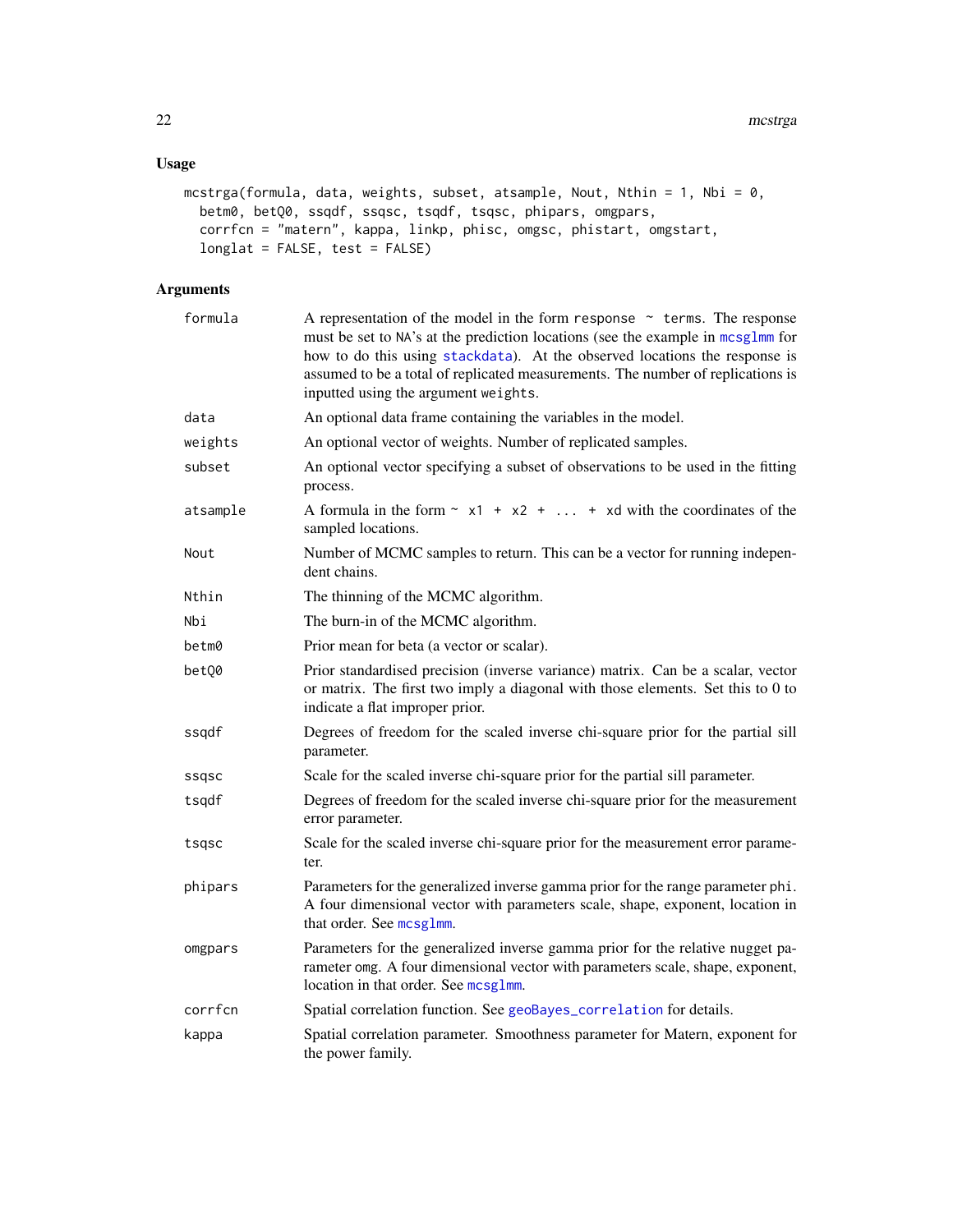## Usage

```
mcstrga(formula, data, weights, subset, atsample, Nout, Nthin = 1, Nbi = 0,
  betm0, betQ0, ssqdf, ssqsc, tsqdf, tsqsc, phipars, omgpars,
  corrfcn = "matern", kappa, linkp, phisc, omgsc, phistart, omgstart,
  longlat = FALSE, test = FALSE)
```

## Arguments

| | |
|---|---|
| formula | A representation of the model in the form `response ~ terms`. The response must be set to NA's at the prediction locations (see the example in mcsglmm for how to do this using stackdata). At the observed locations the response is assumed to be a total of replicated measurements. The number of replications is inputted using the argument `weights`. |
| data | An optional data frame containing the variables in the model. |
| weights | An optional vector of weights. Number of replicated samples. |
| subset | An optional vector specifying a subset of observations to be used in the fitting process. |
| atsample | A formula in the form `~ x1 + x2 + ... + xd` with the coordinates of the sampled locations. |
| Nout | Number of MCMC samples to return. This can be a vector for running independent chains. |
| Nthin | The thinning of the MCMC algorithm. |
| Nbi | The burn-in of the MCMC algorithm. |
| betm0 | Prior mean for beta (a vector or scalar). |
| betQ0 | Prior standardised precision (inverse variance) matrix. Can be a scalar, vector or matrix. The first two imply a diagonal with those elements. Set this to 0 to indicate a flat improper prior. |
| ssqdf | Degrees of freedom for the scaled inverse chi-square prior for the partial sill parameter. |
| ssqsc | Scale for the scaled inverse chi-square prior for the partial sill parameter. |
| tsqdf | Degrees of freedom for the scaled inverse chi-square prior for the measurement error parameter. |
| tsqsc | Scale for the scaled inverse chi-square prior for the measurement error parameter. |
| phipars | Parameters for the generalized inverse gamma prior for the range parameter `phi`. A four dimensional vector with parameters scale, shape, exponent, location in that order. See mcsglmm. |
| omgpars | Parameters for the generalized inverse gamma prior for the relative nugget parameter `omg`. A four dimensional vector with parameters scale, shape, exponent, location in that order. See mcsglmm. |
| corrfcn | Spatial correlation function. See geoBayes_correlation for details. |
| kappa | Spatial correlation parameter. Smoothness parameter for Matern, exponent for the power family. |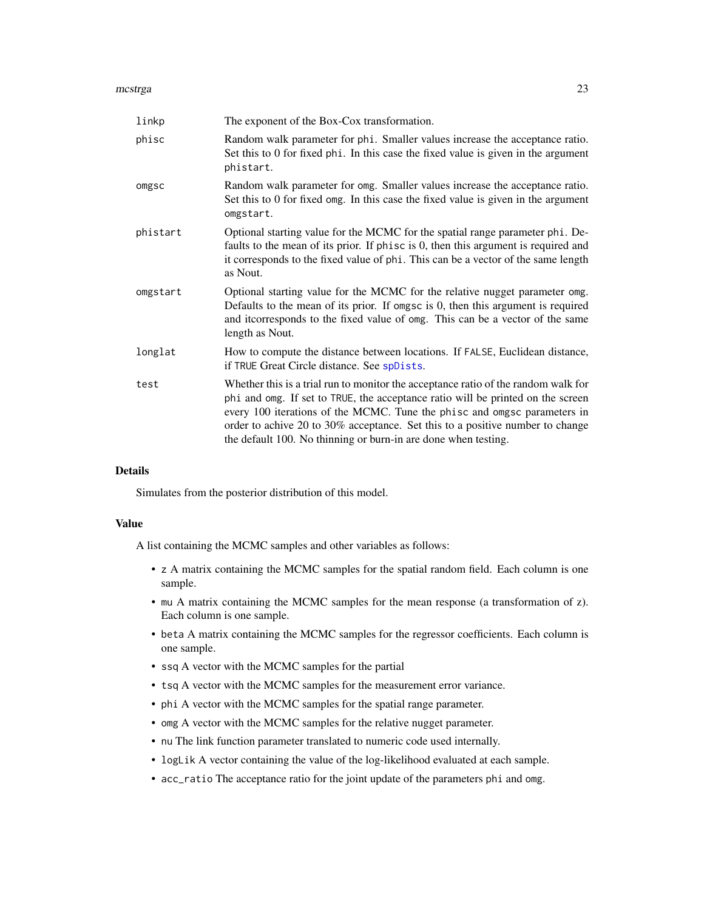| | |
|---|---|
| linkp | The exponent of the Box-Cox transformation. |
| phisc | Random walk parameter for phi. Smaller values increase the acceptance ratio. Set this to 0 for fixed phi. In this case the fixed value is given in the argument phistart. |
| omgsc | Random walk parameter for omg. Smaller values increase the acceptance ratio. Set this to 0 for fixed omg. In this case the fixed value is given in the argument omgstart. |
| phistart | Optional starting value for the MCMC for the spatial range parameter phi. Defaults to the mean of its prior. If phisc is 0, then this argument is required and it corresponds to the fixed value of phi. This can be a vector of the same length as Nout. |
| omgstart | Optional starting value for the MCMC for the relative nugget parameter omg. Defaults to the mean of its prior. If omgsc is 0, then this argument is required and itcorresponds to the fixed value of omg. This can be a vector of the same length as Nout. |
| longlat | How to compute the distance between locations. If FALSE, Euclidean distance, if TRUE Great Circle distance. See spDists. |
| test | Whether this is a trial run to monitor the acceptance ratio of the random walk for phi and omg. If set to TRUE, the acceptance ratio will be printed on the screen every 100 iterations of the MCMC. Tune the phisc and omgsc parameters in order to achive 20 to 30% acceptance. Set this to a positive number to change the default 100. No thinning or burn-in are done when testing. |

### Details

Simulates from the posterior distribution of this model.

### Value

A list containing the MCMC samples and other variables as follows:

- z A matrix containing the MCMC samples for the spatial random field. Each column is one sample.
- mu A matrix containing the MCMC samples for the mean response (a transformation of z). Each column is one sample.
- beta A matrix containing the MCMC samples for the regressor coefficients. Each column is one sample.
- ssq A vector with the MCMC samples for the partial
- tsq A vector with the MCMC samples for the measurement error variance.
- phi A vector with the MCMC samples for the spatial range parameter.
- omg A vector with the MCMC samples for the relative nugget parameter.
- nu The link function parameter translated to numeric code used internally.
- logLik A vector containing the value of the log-likelihood evaluated at each sample.
- acc_ratio The acceptance ratio for the joint update of the parameters phi and omg.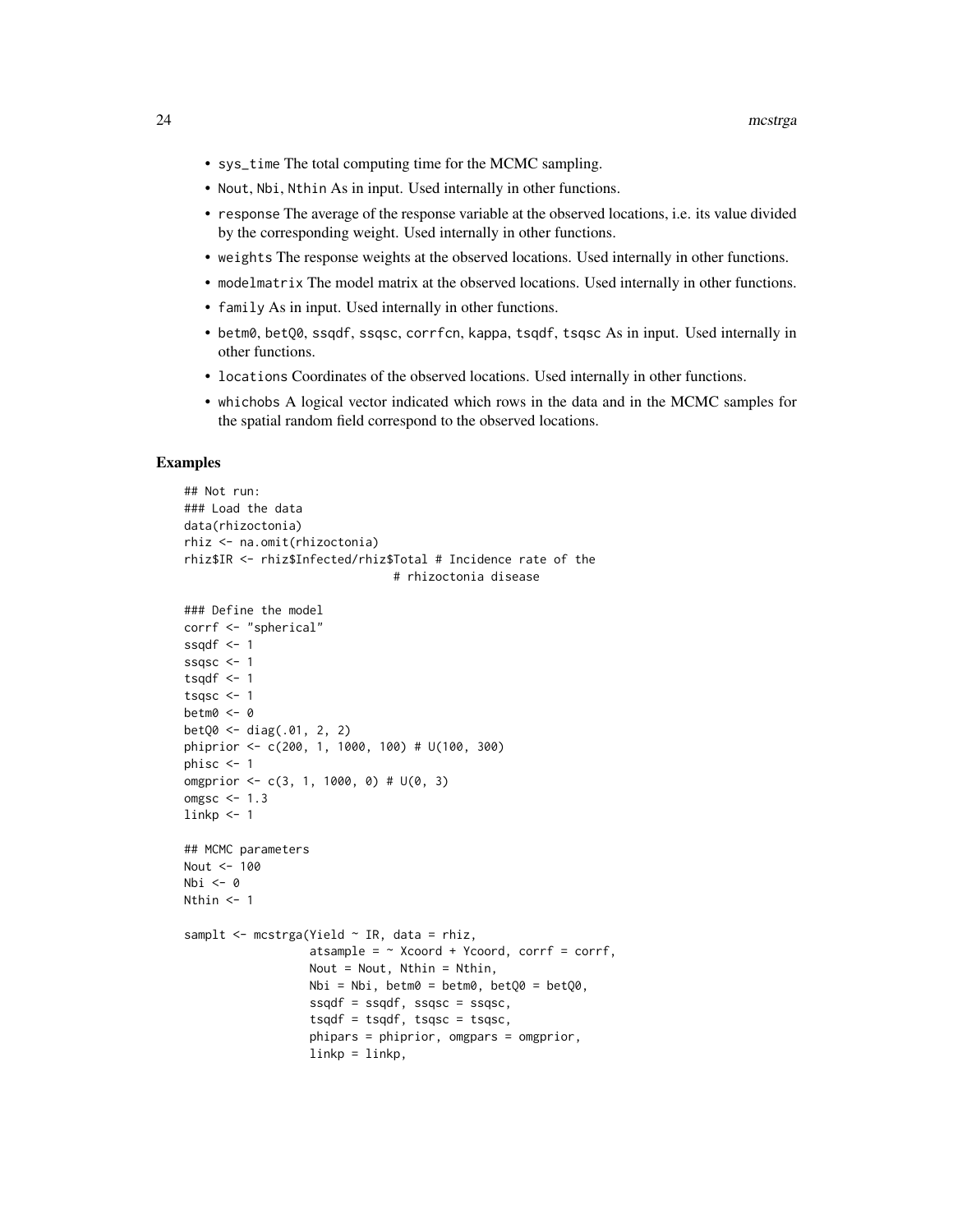- `sys_time` The total computing time for the MCMC sampling.
- `Nout`, `Nbi`, `Nthin` As in input. Used internally in other functions.
- `response` The average of the response variable at the observed locations, i.e. its value divided by the corresponding weight. Used internally in other functions.
- `weights` The response weights at the observed locations. Used internally in other functions.
- `modelmatrix` The model matrix at the observed locations. Used internally in other functions.
- `family` As in input. Used internally in other functions.
- `betm0`, `betQ0`, `ssqdf`, `ssqsc`, `corrfcn`, `kappa`, `tsqdf`, `tsqsc` As in input. Used internally in other functions.
- `locations` Coordinates of the observed locations. Used internally in other functions.
- `whichobs` A logical vector indicated which rows in the data and in the MCMC samples for the spatial random field correspond to the observed locations.

## Examples

```
## Not run:
### Load the data
data(rhizoctonia)
rhiz <- na.omit(rhizoctonia)
rhiz$IR <- rhiz$Infected/rhiz$Total # Incidence rate of the
                              # rhizoctonia disease

### Define the model
corrf <- "spherical"
ssqdf <- 1
ssqsc <- 1
tsqdf <- 1
tsqsc <- 1
betm0 <- 0
betQ0 <- diag(.01, 2, 2)
phiprior <- c(200, 1, 1000, 100) # U(100, 300)
phisc <- 1
omgprior <- c(3, 1, 1000, 0) # U(0, 3)
omgsc <- 1.3
linkp <- 1

## MCMC parameters
Nout <- 100
Nbi <- 0
Nthin <- 1

samplt <- mcstrga(Yield ~ IR, data = rhiz,
                  atsample = ~ Xcoord + Ycoord, corrf = corrf,
                  Nout = Nout, Nthin = Nthin,
                  Nbi = Nbi, betm0 = betm0, betQ0 = betQ0,
                  ssqdf = ssqdf, ssqsc = ssqsc,
                  tsqdf = tsqdf, tsqsc = tsqsc,
                  phipars = phiprior, omgpars = omgprior,
                  linkp = linkp,
```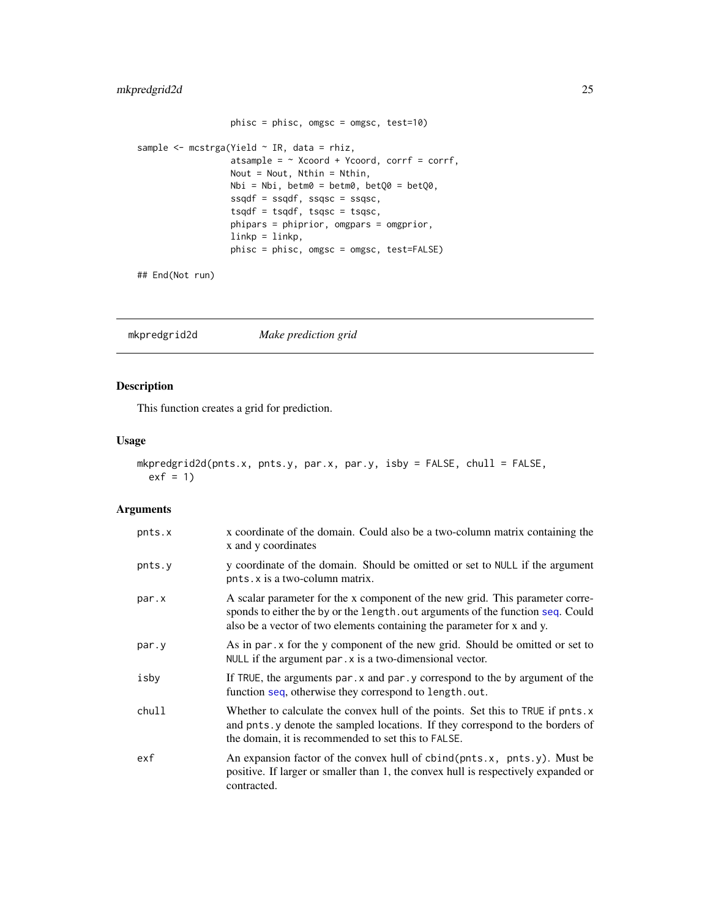```
                  phisc = phisc, omgsc = omgsc, test=10)

sample <- mcstrga(Yield ~ IR, data = rhiz,
                  atsample = ~ Xcoord + Ycoord, corrf = corrf,
                  Nout = Nout, Nthin = Nthin,
                  Nbi = Nbi, betm0 = betm0, betQ0 = betQ0,
                  ssqdf = ssqdf, ssqsc = ssqsc,
                  tsqdf = tsqdf, tsqsc = tsqsc,
                  phipars = phiprior, omgpars = omgprior,
                  linkp = linkp,
                  phisc = phisc, omgsc = omgsc, test=FALSE)

## End(Not run)
```

## mkpredgrid2d *Make prediction grid*

### Description

This function creates a grid for prediction.

### Usage

```
mkpredgrid2d(pnts.x, pnts.y, par.x, par.y, isby = FALSE, chull = FALSE,
  exf = 1)
```

### Arguments

| | |
|---|---|
| pnts.x | x coordinate of the domain. Could also be a two-column matrix containing the x and y coordinates |
| pnts.y | y coordinate of the domain. Should be omitted or set to NULL if the argument pnts.x is a two-column matrix. |
| par.x | A scalar parameter for the x component of the new grid. This parameter corresponds to either the by or the length.out arguments of the function seq. Could also be a vector of two elements containing the parameter for x and y. |
| par.y | As in par.x for the y component of the new grid. Should be omitted or set to NULL if the argument par.x is a two-dimensional vector. |
| isby | If TRUE, the arguments par.x and par.y correspond to the by argument of the function seq, otherwise they correspond to length.out. |
| chull | Whether to calculate the convex hull of the points. Set this to TRUE if pnts.x and pnts.y denote the sampled locations. If they correspond to the borders of the domain, it is recommended to set this to FALSE. |
| exf | An expansion factor of the convex hull of cbind(pnts.x, pnts.y). Must be positive. If larger or smaller than 1, the convex hull is respectively expanded or contracted. |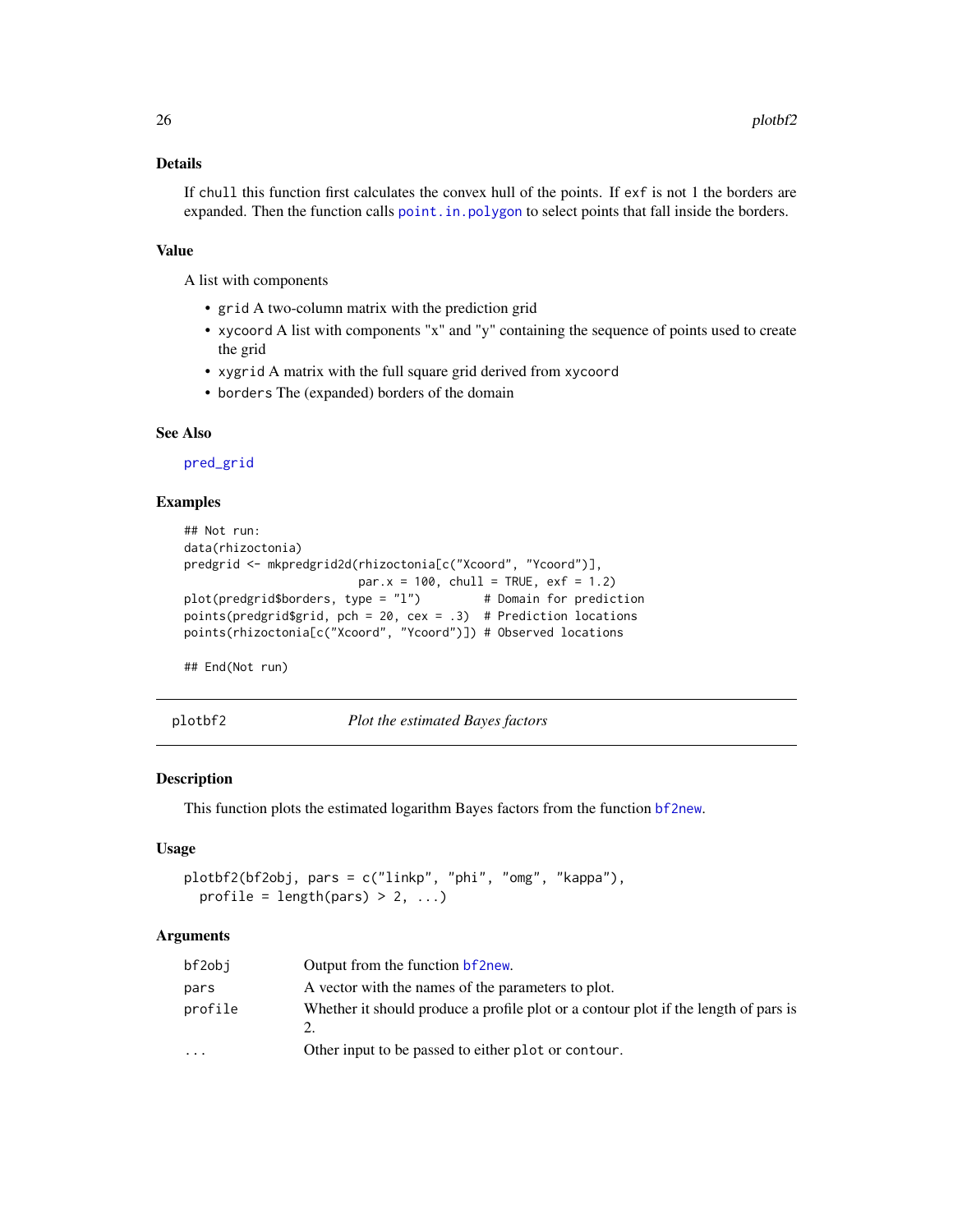### Details

If `chull` this function first calculates the convex hull of the points. If `exf` is not 1 the borders are expanded. Then the function calls `point.in.polygon` to select points that fall inside the borders.

### Value

A list with components

- `grid` A two-column matrix with the prediction grid
- `xycoord` A list with components "x" and "y" containing the sequence of points used to create the grid
- `xygrid` A matrix with the full square grid derived from `xycoord`
- `borders` The (expanded) borders of the domain

### See Also

`pred_grid`

### Examples

```
## Not run:
data(rhizoctonia)
predgrid <- mkpredgrid2d(rhizoctonia[c("Xcoord", "Ycoord")],
                         par.x = 100, chull = TRUE, exf = 1.2)
plot(predgrid$borders, type = "l")         # Domain for prediction
points(predgrid$grid, pch = 20, cex = .3)  # Prediction locations
points(rhizoctonia[c("Xcoord", "Ycoord")]) # Observed locations

## End(Not run)
```

---

## plotbf2 — *Plot the estimated Bayes factors*

### Description

This function plots the estimated logarithm Bayes factors from the function `bf2new`.

### Usage

```
plotbf2(bf2obj, pars = c("linkp", "phi", "omg", "kappa"),
  profile = length(pars) > 2, ...)
```

### Arguments

| | |
|---|---|
| `bf2obj` | Output from the function `bf2new`. |
| `pars` | A vector with the names of the parameters to plot. |
| `profile` | Whether it should produce a profile plot or a contour plot if the length of pars is 2. |
| `...` | Other input to be passed to either `plot` or `contour`. |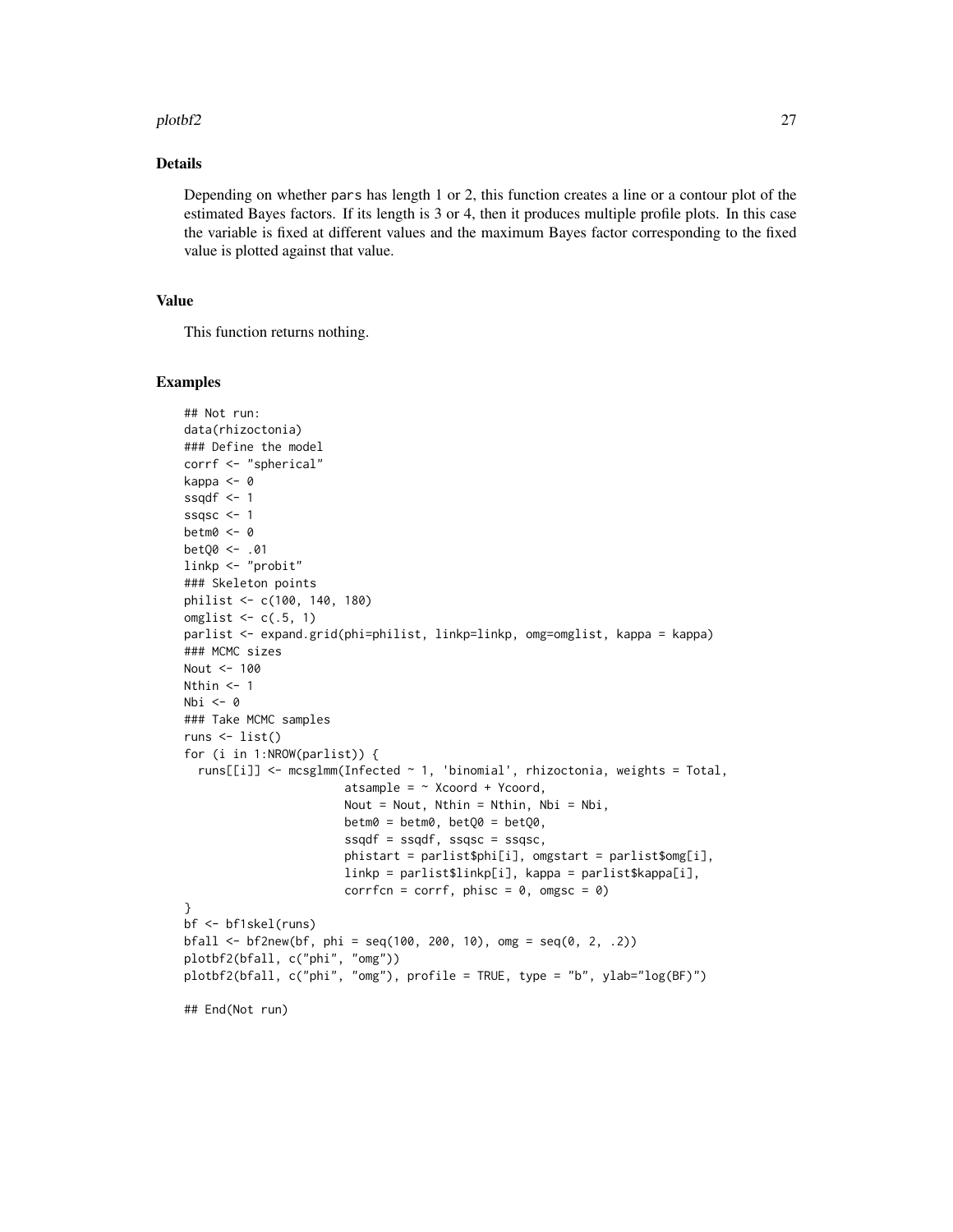## Details

Depending on whether `pars` has length 1 or 2, this function creates a line or a contour plot of the estimated Bayes factors. If its length is 3 or 4, then it produces multiple profile plots. In this case the variable is fixed at different values and the maximum Bayes factor corresponding to the fixed value is plotted against that value.

## Value

This function returns nothing.

## Examples

```
## Not run:
data(rhizoctonia)
### Define the model
corrf <- "spherical"
kappa <- 0
ssqdf <- 1
ssqsc <- 1
betm0 <- 0
betQ0 <- .01
linkp <- "probit"
### Skeleton points
philist <- c(100, 140, 180)
omglist <- c(.5, 1)
parlist <- expand.grid(phi=philist, linkp=linkp, omg=omglist, kappa = kappa)
### MCMC sizes
Nout <- 100
Nthin <- 1
Nbi <- 0
### Take MCMC samples
runs <- list()
for (i in 1:NROW(parlist)) {
  runs[[i]] <- mcsglmm(Infected ~ 1, 'binomial', rhizoctonia, weights = Total,
                       atsample = ~ Xcoord + Ycoord,
                       Nout = Nout, Nthin = Nthin, Nbi = Nbi,
                       betm0 = betm0, betQ0 = betQ0,
                       ssqdf = ssqdf, ssqsc = ssqsc,
                       phistart = parlist$phi[i], omgstart = parlist$omg[i],
                       linkp = parlist$linkp[i], kappa = parlist$kappa[i],
                       corrfcn = corrf, phisc = 0, omgsc = 0)
}
bf <- bf1skel(runs)
bfall <- bf2new(bf, phi = seq(100, 200, 10), omg = seq(0, 2, .2))
plotbf2(bfall, c("phi", "omg"))
plotbf2(bfall, c("phi", "omg"), profile = TRUE, type = "b", ylab="log(BF)")

## End(Not run)
```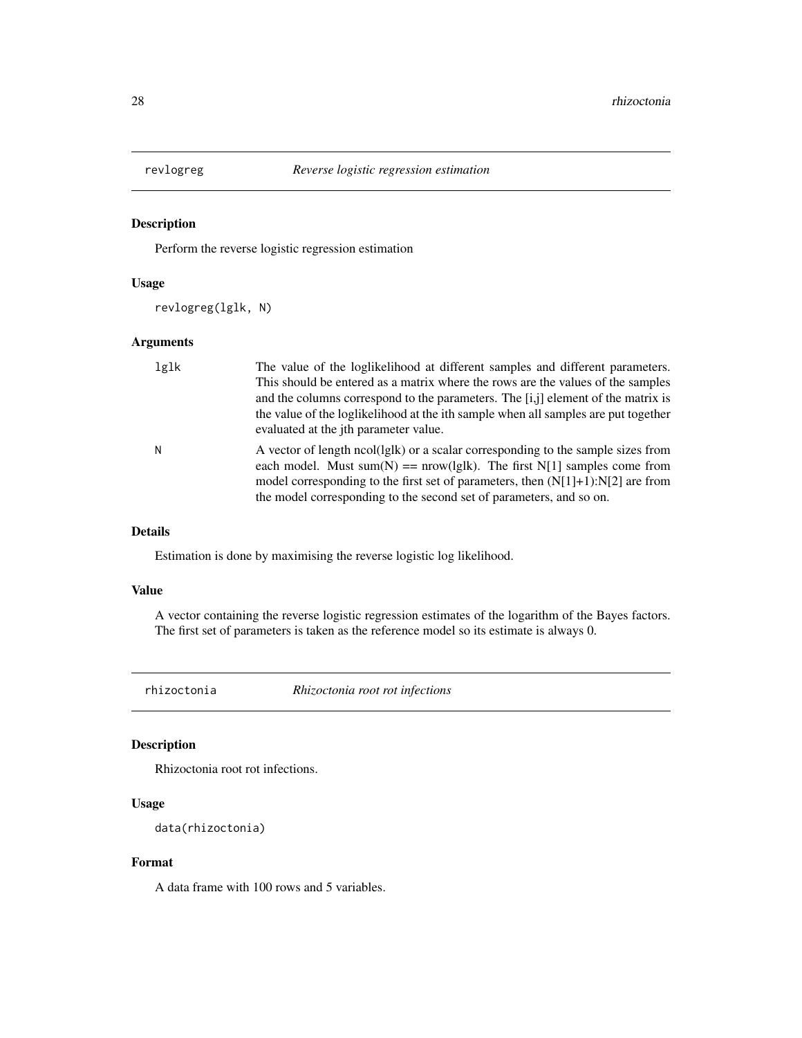## revlogreg *Reverse logistic regression estimation*

### Description

Perform the reverse logistic regression estimation

### Usage

```
revlogreg(lglk, N)
```

### Arguments

| | |
|---|---|
| `lglk` | The value of the loglikelihood at different samples and different parameters. This should be entered as a matrix where the rows are the values of the samples and the columns correspond to the parameters. The [i,j] element of the matrix is the value of the loglikelihood at the ith sample when all samples are put together evaluated at the jth parameter value. |
| `N` | A vector of length ncol(lglk) or a scalar corresponding to the sample sizes from each model. Must sum(N) == nrow(lglk). The first N[1] samples come from model corresponding to the first set of parameters, then (N[1]+1):N[2] are from the model corresponding to the second set of parameters, and so on. |

### Details

Estimation is done by maximising the reverse logistic log likelihood.

### Value

A vector containing the reverse logistic regression estimates of the logarithm of the Bayes factors. The first set of parameters is taken as the reference model so its estimate is always 0.

## rhizoctonia *Rhizoctonia root rot infections*

### Description

Rhizoctonia root rot infections.

### Usage

```
data(rhizoctonia)
```

### Format

A data frame with 100 rows and 5 variables.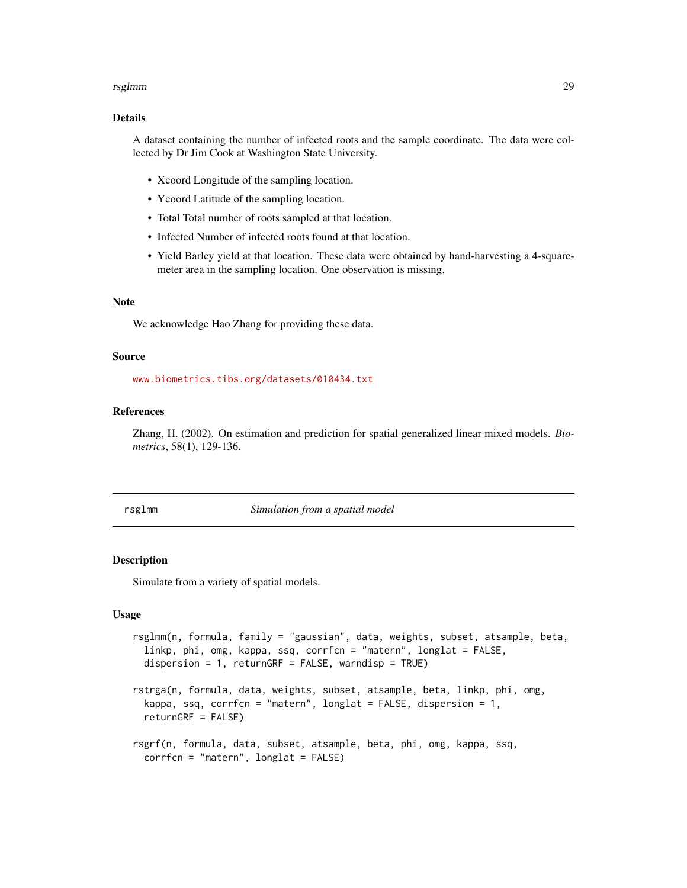### Details

A dataset containing the number of infected roots and the sample coordinate. The data were collected by Dr Jim Cook at Washington State University.

- Xcoord Longitude of the sampling location.
- Ycoord Latitude of the sampling location.
- Total Total number of roots sampled at that location.
- Infected Number of infected roots found at that location.
- Yield Barley yield at that location. These data were obtained by hand-harvesting a 4-square-meter area in the sampling location. One observation is missing.

### Note

We acknowledge Hao Zhang for providing these data.

### Source

www.biometrics.tibs.org/datasets/010434.txt

### References

Zhang, H. (2002). On estimation and prediction for spatial generalized linear mixed models. *Biometrics*, 58(1), 129-136.

---

## rsglmm — *Simulation from a spatial model*

### Description

Simulate from a variety of spatial models.

### Usage

```
rsglmm(n, formula, family = "gaussian", data, weights, subset, atsample, beta,
  linkp, phi, omg, kappa, ssq, corrfcn = "matern", longlat = FALSE,
  dispersion = 1, returnGRF = FALSE, warndisp = TRUE)

rstrga(n, formula, data, weights, subset, atsample, beta, linkp, phi, omg,
  kappa, ssq, corrfcn = "matern", longlat = FALSE, dispersion = 1,
  returnGRF = FALSE)

rsgrf(n, formula, data, subset, atsample, beta, phi, omg, kappa, ssq,
  corrfcn = "matern", longlat = FALSE)
```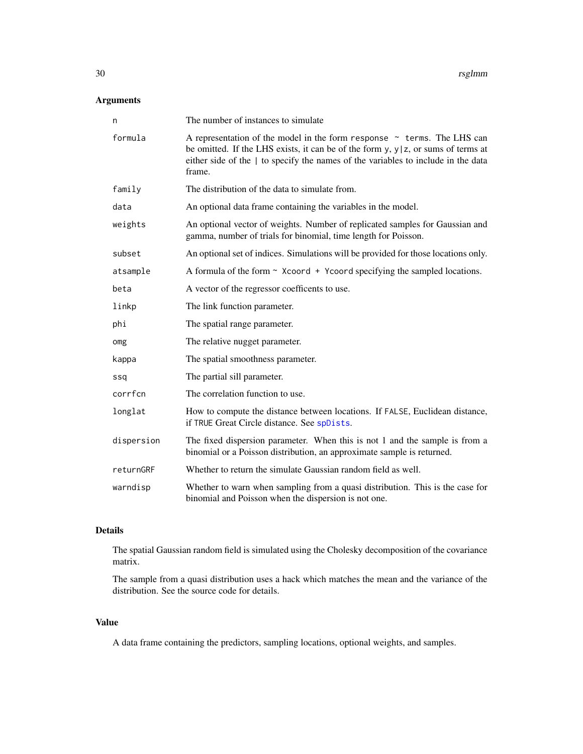## Arguments

| | |
|---|---|
| `n` | The number of instances to simulate |
| `formula` | A representation of the model in the form `response ~ terms`. The LHS can be omitted. If the LHS exists, it can be of the form `y`, `y\|z`, or sums of terms at either side of the `\|` to specify the names of the variables to include in the data frame. |
| `family` | The distribution of the data to simulate from. |
| `data` | An optional data frame containing the variables in the model. |
| `weights` | An optional vector of weights. Number of replicated samples for Gaussian and gamma, number of trials for binomial, time length for Poisson. |
| `subset` | An optional set of indices. Simulations will be provided for those locations only. |
| `atsample` | A formula of the form `~ Xcoord + Ycoord` specifying the sampled locations. |
| `beta` | A vector of the regressor coefficents to use. |
| `linkp` | The link function parameter. |
| `phi` | The spatial range parameter. |
| `omg` | The relative nugget parameter. |
| `kappa` | The spatial smoothness parameter. |
| `ssq` | The partial sill parameter. |
| `corrfcn` | The correlation function to use. |
| `longlat` | How to compute the distance between locations. If `FALSE`, Euclidean distance, if `TRUE` Great Circle distance. See `spDists`. |
| `dispersion` | The fixed dispersion parameter. When this is not 1 and the sample is from a binomial or a Poisson distribution, an approximate sample is returned. |
| `returnGRF` | Whether to return the simulate Gaussian random field as well. |
| `warndisp` | Whether to warn when sampling from a quasi distribution. This is the case for binomial and Poisson when the dispersion is not one. |

## Details

The spatial Gaussian random field is simulated using the Cholesky decomposition of the covariance matrix.

The sample from a quasi distribution uses a hack which matches the mean and the variance of the distribution. See the source code for details.

## Value

A data frame containing the predictors, sampling locations, optional weights, and samples.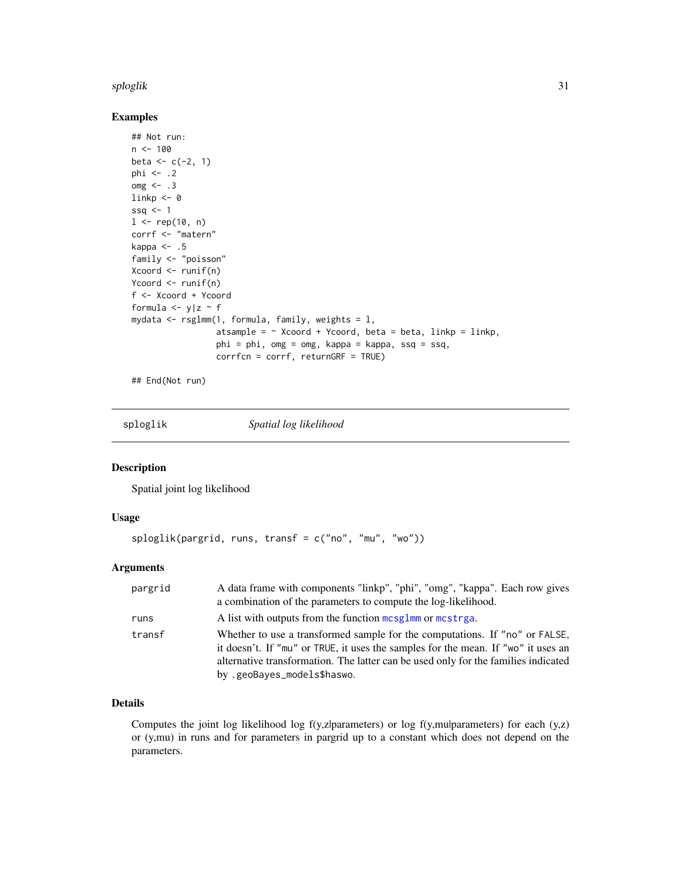## Examples

```
## Not run:
n <- 100
beta <- c(-2, 1)
phi <- .2
omg <- .3
linkp <- 0
ssq <- 1
l <- rep(10, n)
corrf <- "matern"
kappa <- .5
family <- "poisson"
Xcoord <- runif(n)
Ycoord <- runif(n)
f <- Xcoord + Ycoord
formula <- y|z ~ f
mydata <- rsglmm(1, formula, family, weights = l,
                 atsample = ~ Xcoord + Ycoord, beta = beta, linkp = linkp,
                 phi = phi, omg = omg, kappa = kappa, ssq = ssq,
                 corrfcn = corrf, returnGRF = TRUE)

## End(Not run)
```

---

# sploglik — *Spatial log likelihood*

---

## Description

Spatial joint log likelihood

## Usage

```
sploglik(pargrid, runs, transf = c("no", "mu", "wo"))
```

## Arguments

| | |
|---|---|
| pargrid | A data frame with components "linkp", "phi", "omg", "kappa". Each row gives a combination of the parameters to compute the log-likelihood. |
| runs | A list with outputs from the function mcsglmm or mcstrga. |
| transf | Whether to use a transformed sample for the computations. If "no" or FALSE, it doesn't. If "mu" or TRUE, it uses the samples for the mean. If "wo" it uses an alternative transformation. The latter can be used only for the families indicated by .geoBayes_models$haswo. |

## Details

Computes the joint log likelihood log f(y,z|parameters) or log f(y,mu|parameters) for each (y,z) or (y,mu) in runs and for parameters in pargrid up to a constant which does not depend on the parameters.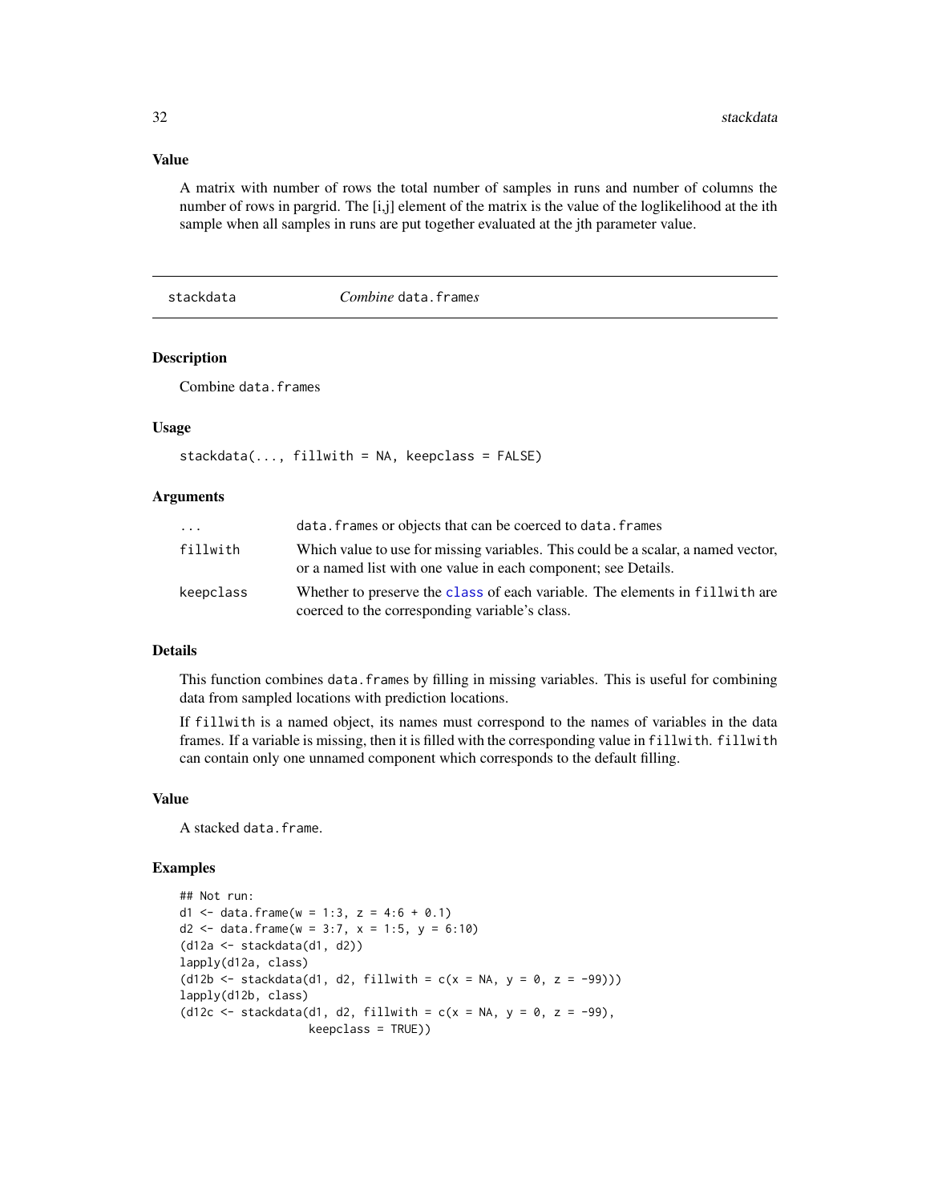### Value

A matrix with number of rows the total number of samples in runs and number of columns the number of rows in pargrid. The [i,j] element of the matrix is the value of the loglikelihood at the ith sample when all samples in runs are put together evaluated at the jth parameter value.

---

## stackdata — *Combine* `data.frames`

### Description

Combine `data.frames`

### Usage

```
stackdata(..., fillwith = NA, keepclass = FALSE)
```

### Arguments

| | |
|---|---|
| `...` | `data.frames` or objects that can be coerced to `data.frames` |
| `fillwith` | Which value to use for missing variables. This could be a scalar, a named vector, or a named list with one value in each component; see Details. |
| `keepclass` | Whether to preserve the `class` of each variable. The elements in `fillwith` are coerced to the corresponding variable's class. |

### Details

This function combines `data.frames` by filling in missing variables. This is useful for combining data from sampled locations with prediction locations.

If `fillwith` is a named object, its names must correspond to the names of variables in the data frames. If a variable is missing, then it is filled with the corresponding value in `fillwith`. `fillwith` can contain only one unnamed component which corresponds to the default filling.

### Value

A stacked `data.frame`.

### Examples

```
## Not run:
d1 <- data.frame(w = 1:3, z = 4:6 + 0.1)
d2 <- data.frame(w = 3:7, x = 1:5, y = 6:10)
(d12a <- stackdata(d1, d2))
lapply(d12a, class)
(d12b <- stackdata(d1, d2, fillwith = c(x = NA, y = 0, z = -99)))
lapply(d12b, class)
(d12c <- stackdata(d1, d2, fillwith = c(x = NA, y = 0, z = -99),
                   keepclass = TRUE))
```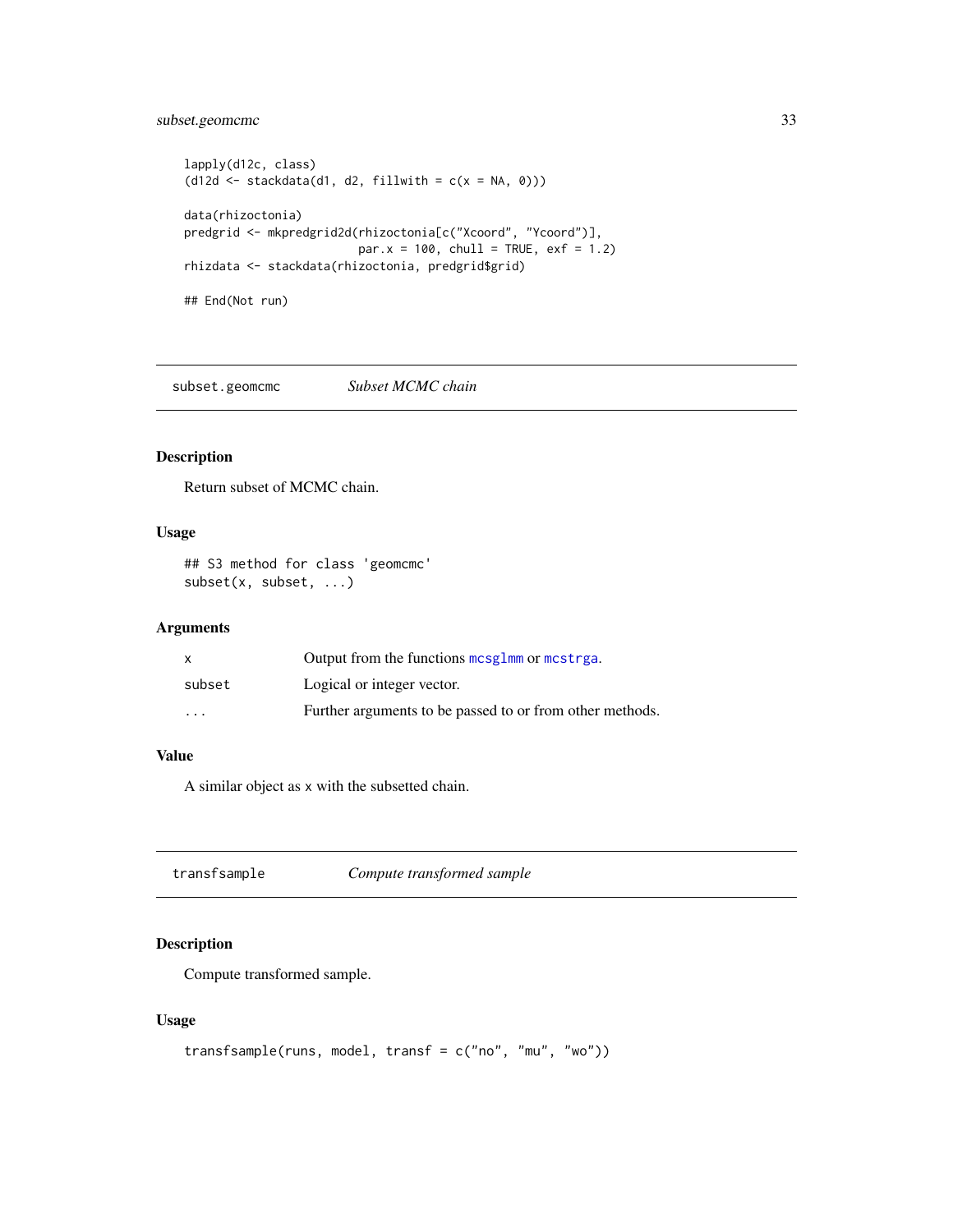```
lapply(d12c, class)
(d12d <- stackdata(d1, d2, fillwith = c(x = NA, 0)))

data(rhizoctonia)
predgrid <- mkpredgrid2d(rhizoctonia[c("Xcoord", "Ycoord")],
                         par.x = 100, chull = TRUE, exf = 1.2)
rhizdata <- stackdata(rhizoctonia, predgrid$grid)

## End(Not run)
```

## subset.geomcmc — *Subset MCMC chain*

### Description

Return subset of MCMC chain.

### Usage

```
## S3 method for class 'geomcmc'
subset(x, subset, ...)
```

### Arguments

| | |
|---|---|
| `x` | Output from the functions `mcsglmm` or `mcstrga`. |
| `subset` | Logical or integer vector. |
| `...` | Further arguments to be passed to or from other methods. |

### Value

A similar object as `x` with the subsetted chain.

## transfsample — *Compute transformed sample*

### Description

Compute transformed sample.

### Usage

```
transfsample(runs, model, transf = c("no", "mu", "wo"))
```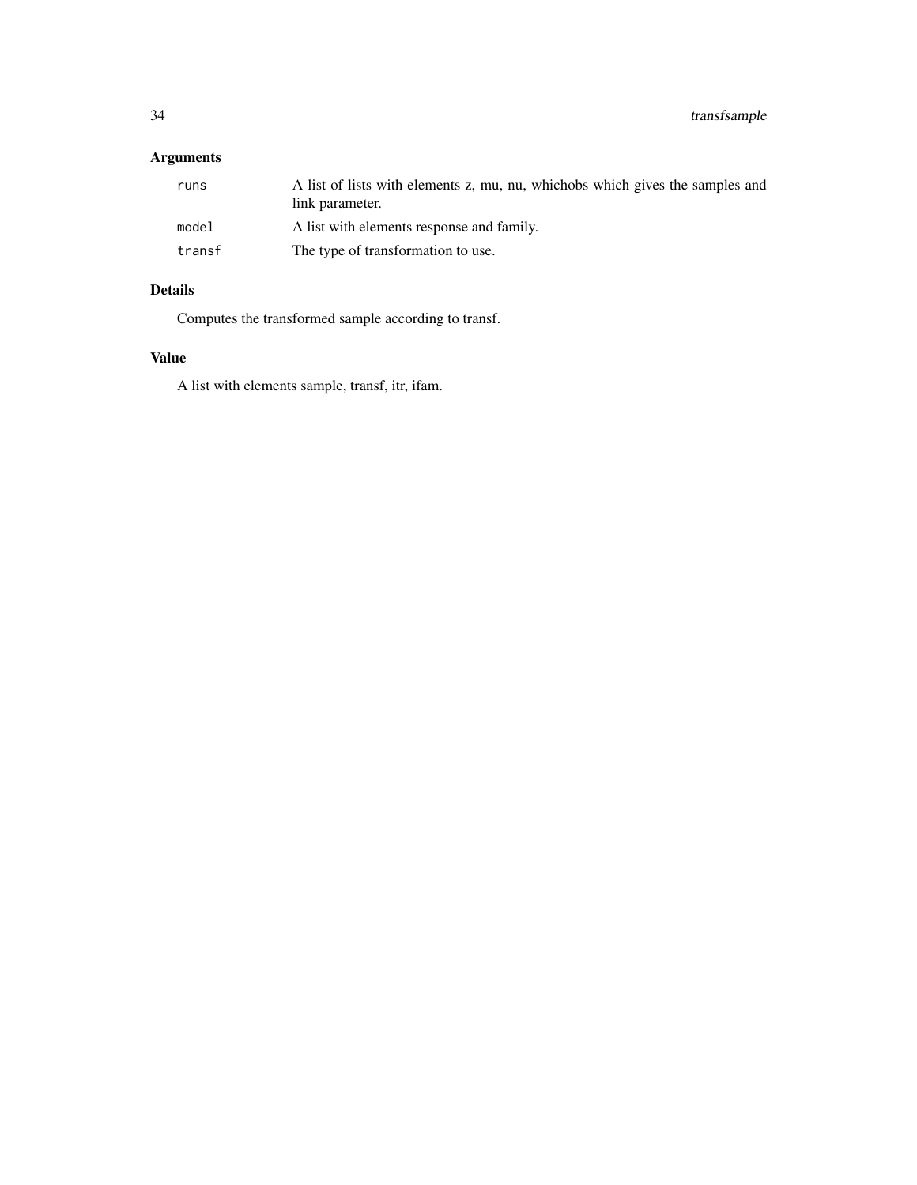## Arguments

| | |
|---|---|
| `runs` | A list of lists with elements z, mu, nu, whichobs which gives the samples and link parameter. |
| `model` | A list with elements response and family. |
| `transf` | The type of transformation to use. |

## Details

Computes the transformed sample according to transf.

## Value

A list with elements sample, transf, itr, ifam.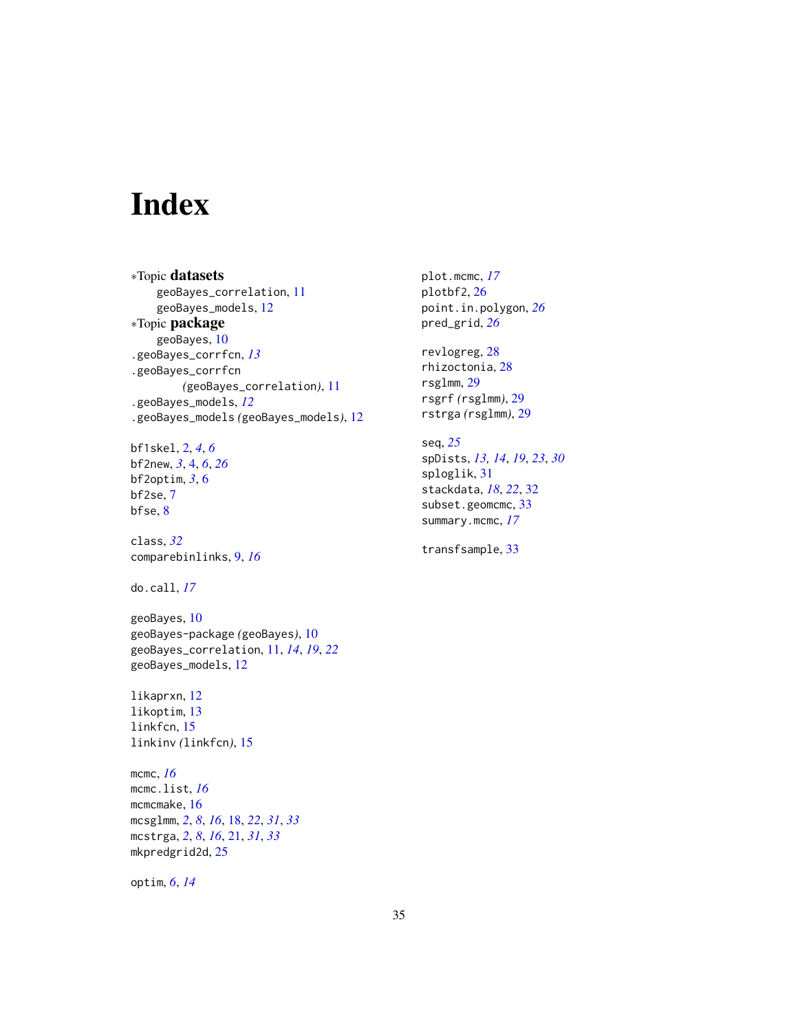# Index

*Topic **datasets**
    geoBayes_correlation, 11
    geoBayes_models, 12
*Topic **package**
    geoBayes, 10
.geoBayes_corrfcn, *13*
.geoBayes_corrfcn
        *(*geoBayes_correlation*)*, 11
.geoBayes_models, *12*
.geoBayes_models *(*geoBayes_models*)*, 12

bf1skel, 2, *4*, *6*
bf2new, *3*, 4, *6*, *26*
bf2optim, *3*, 6
bf2se, 7
bfse, 8

class, *32*
comparebinlinks, 9, *16*

do.call, *17*

geoBayes, 10
geoBayes-package *(*geoBayes*)*, 10
geoBayes_correlation, 11, *14*, *19*, *22*
geoBayes_models, 12

likaprxn, 12
likoptim, 13
linkfcn, 15
linkinv *(*linkfcn*)*, 15

mcmc, *16*
mcmc.list, *16*
mcmcmake, 16
mcsglmm, *2*, *8*, *16*, 18, *22*, *31*, *33*
mcstrga, *2*, *8*, *16*, 21, *31*, *33*
mkpredgrid2d, 25

optim, *6*, *14*

plot.mcmc, *17*
plotbf2, 26
point.in.polygon, *26*
pred_grid, *26*

revlogreg, 28
rhizoctonia, 28
rsglmm, 29
rsgrf *(*rsglmm*)*, 29
rstrga *(*rsglmm*)*, 29

seq, *25*
spDists, *13*, *14*, *19*, *23*, *30*
sploglik, 31
stackdata, *18*, *22*, 32
subset.geomcmc, 33
summary.mcmc, *17*

transfsample, 33